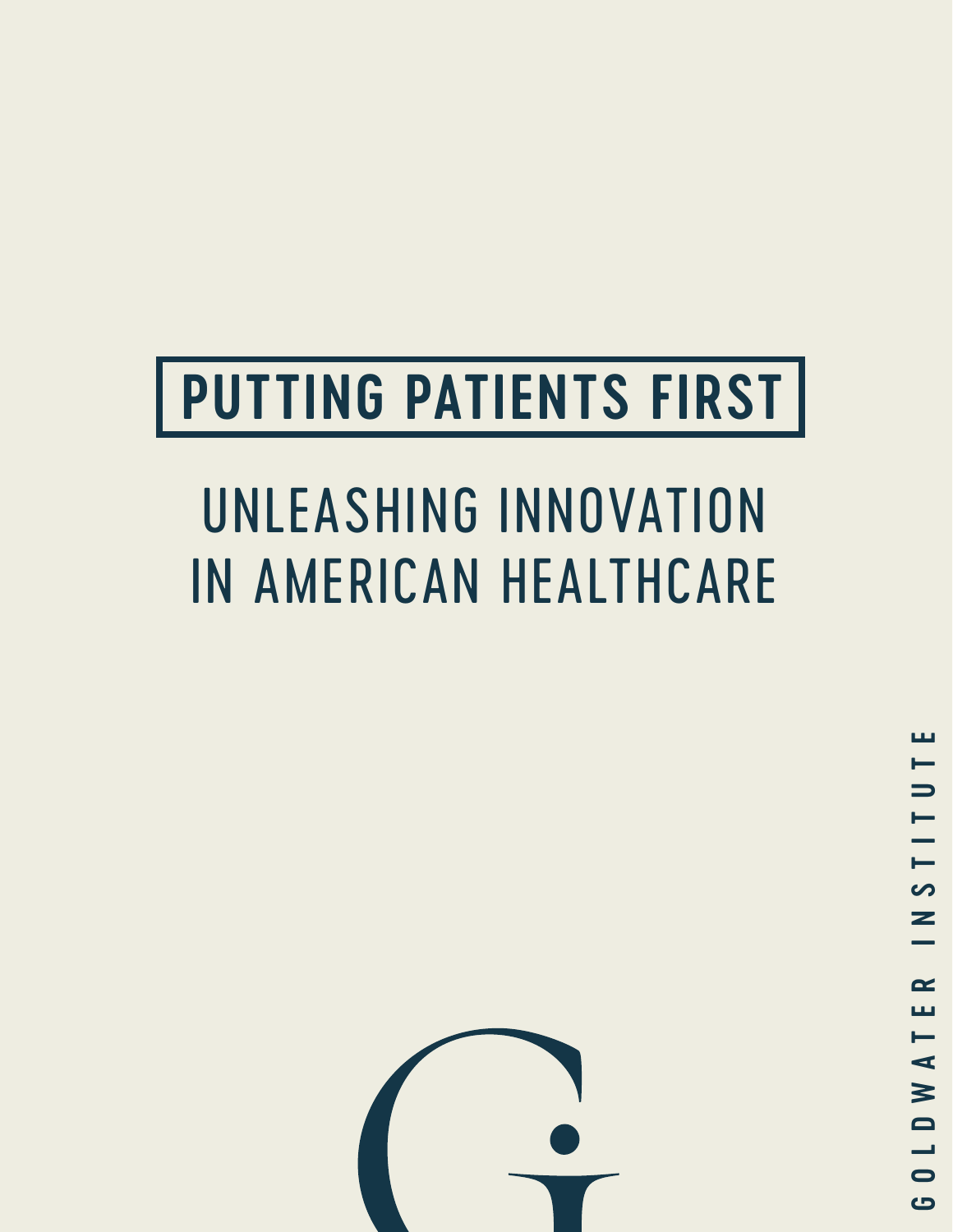# PUTTING PATIENTS FIRST

## UNLEASHING INNOVATION IN AMERICAN HEALTHCARE

GOLDWATER INSTITUTE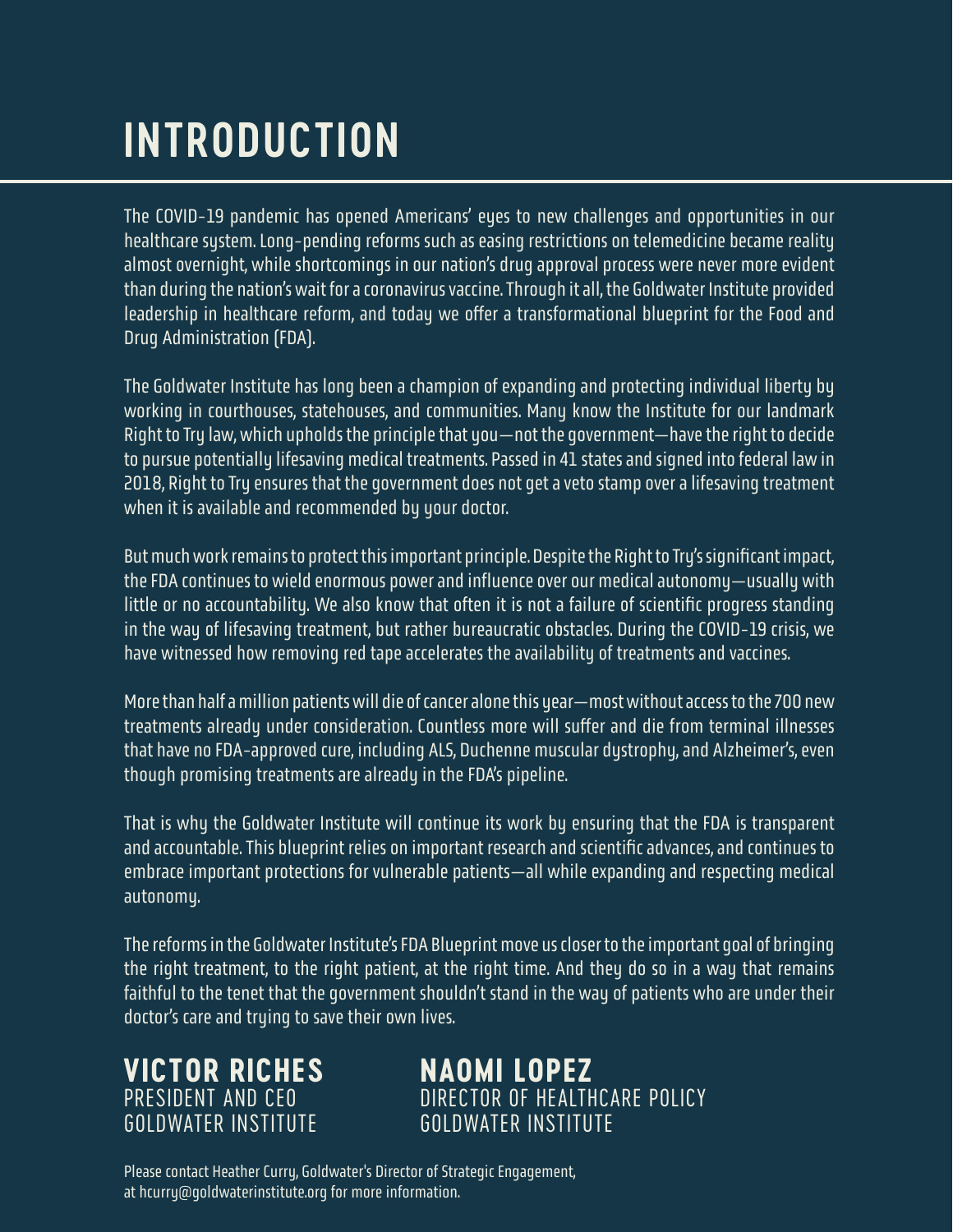# INTRODUCTION

The COVID-19 pandemic has opened Americans' eyes to new challenges and opportunities in our healthcare system. Long-pending reforms such as easing restrictions on telemedicine became reality almost overnight, while shortcomings in our nation's drug approval process were never more evident than during the nation's wait for a coronavirus vaccine. Through it all, the Goldwater Institute provided leadership in healthcare reform, and today we offer a transformational blueprint for the Food and Drug Administration (FDA).

The Goldwater Institute has long been a champion of expanding and protecting individual liberty by working in courthouses, statehouses, and communities. Many know the Institute for our landmark Right to Try law, which upholds the principle that you—not the government—have the right to decide to pursue potentially lifesaving medical treatments. Passed in 41 states and signed into federal law in 2018, Right to Try ensures that the government does not get a veto stamp over a lifesaving treatment when it is available and recommended by your doctor.

But much work remains to protect this important principle. Despite the Right to Try's significant impact, the FDA continues to wield enormous power and influence over our medical autonomy—usually with little or no accountability. We also know that often it is not a failure of scientific progress standing in the way of lifesaving treatment, but rather bureaucratic obstacles. During the COVID-19 crisis, we have witnessed how removing red tape accelerates the availability of treatments and vaccines.

More than half a million patients will die of cancer alone this year—most without access to the 700 new treatments already under consideration. Countless more will suffer and die from terminal illnesses that have no FDA-approved cure, including ALS, Duchenne muscular dystrophy, and Alzheimer's, even though promising treatments are already in the FDA's pipeline.

That is why the Goldwater Institute will continue its work by ensuring that the FDA is transparent and accountable. This blueprint relies on important research and scientific advances, and continues to embrace important protections for vulnerable patients—all while expanding and respecting medical autonomy.

The reforms in the Goldwater Institute's FDA Blueprint move us closer to the important goal of bringing the right treatment, to the right patient, at the right time. And they do so in a way that remains faithful to the tenet that the government shouldn't stand in the way of patients who are under their doctor's care and trying to save their own lives.

**VICTOR RICHES**
PRESIDENT AND CEO
GOLDWATER INSTITUTE

**NAOMI LOPEZ**
DIRECTOR OF HEALTHCARE POLICY
GOLDWATER INSTITUTE

Please contact Heather Curry, Goldwater's Director of Strategic Engagement, at hcurry@goldwaterinstitute.org for more information.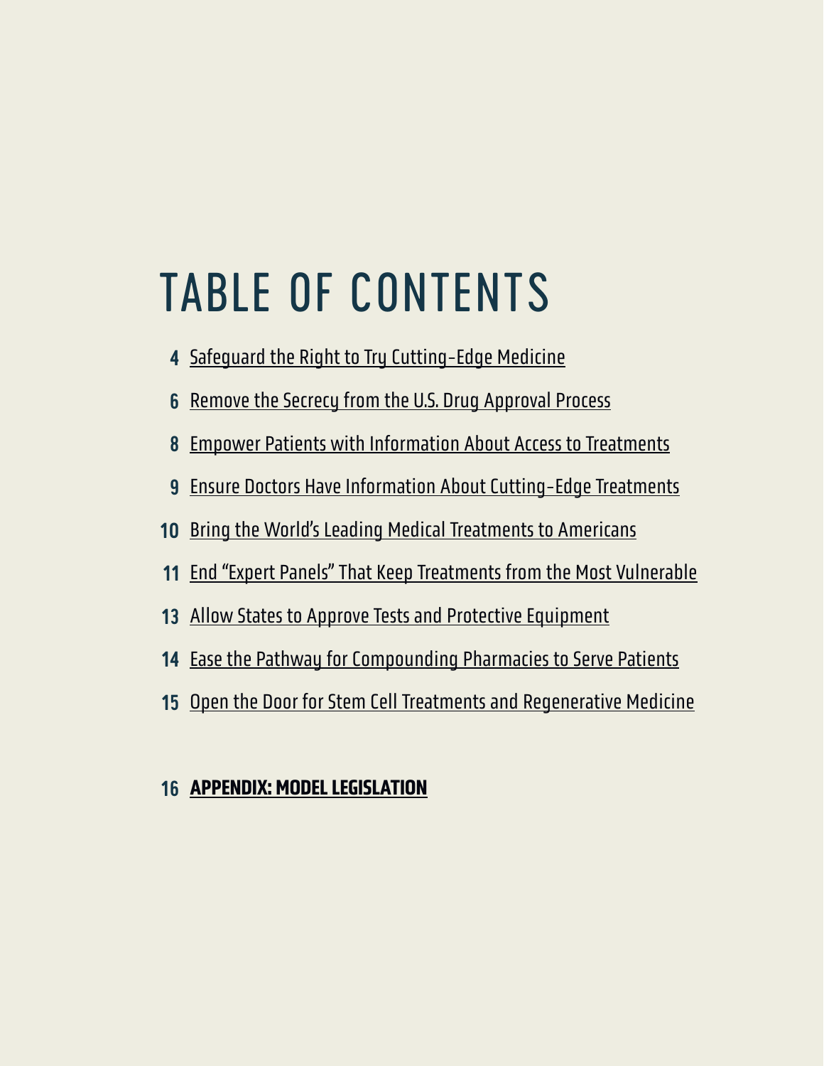# TABLE OF CONTENTS

4 Safeguard the Right to Try Cutting-Edge Medicine

6 Remove the Secrecy from the U.S. Drug Approval Process

8 Empower Patients with Information About Access to Treatments

9 Ensure Doctors Have Information About Cutting-Edge Treatments

10 Bring the World's Leading Medical Treatments to Americans

11 End "Expert Panels" That Keep Treatments from the Most Vulnerable

13 Allow States to Approve Tests and Protective Equipment

14 Ease the Pathway for Compounding Pharmacies to Serve Patients

15 Open the Door for Stem Cell Treatments and Regenerative Medicine

16 **APPENDIX: MODEL LEGISLATION**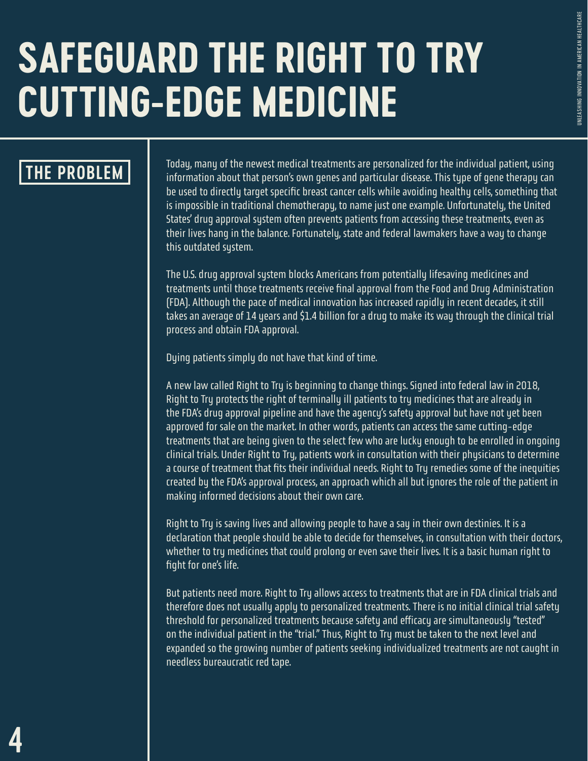# SAFEGUARD THE RIGHT TO TRY CUTTING-EDGE MEDICINE

## THE PROBLEM

Today, many of the newest medical treatments are personalized for the individual patient, using information about that person's own genes and particular disease. This type of gene therapy can be used to directly target specific breast cancer cells while avoiding healthy cells, something that is impossible in traditional chemotherapy, to name just one example. Unfortunately, the United States' drug approval system often prevents patients from accessing these treatments, even as their lives hang in the balance. Fortunately, state and federal lawmakers have a way to change this outdated system.

The U.S. drug approval system blocks Americans from potentially lifesaving medicines and treatments until those treatments receive final approval from the Food and Drug Administration (FDA). Although the pace of medical innovation has increased rapidly in recent decades, it still takes an average of 14 years and $1.4 billion for a drug to make its way through the clinical trial process and obtain FDA approval.

Dying patients simply do not have that kind of time.

A new law called Right to Try is beginning to change things. Signed into federal law in 2018, Right to Try protects the right of terminally ill patients to try medicines that are already in the FDA's drug approval pipeline and have the agency's safety approval but have not yet been approved for sale on the market. In other words, patients can access the same cutting-edge treatments that are being given to the select few who are lucky enough to be enrolled in ongoing clinical trials. Under Right to Try, patients work in consultation with their physicians to determine a course of treatment that fits their individual needs. Right to Try remedies some of the inequities created by the FDA's approval process, an approach which all but ignores the role of the patient in making informed decisions about their own care.

Right to Try is saving lives and allowing people to have a say in their own destinies. It is a declaration that people should be able to decide for themselves, in consultation with their doctors, whether to try medicines that could prolong or even save their lives. It is a basic human right to fight for one's life.

But patients need more. Right to Try allows access to treatments that are in FDA clinical trials and therefore does not usually apply to personalized treatments. There is no initial clinical trial safety threshold for personalized treatments because safety and efficacy are simultaneously "tested" on the individual patient in the "trial." Thus, Right to Try must be taken to the next level and expanded so the growing number of patients seeking individualized treatments are not caught in needless bureaucratic red tape.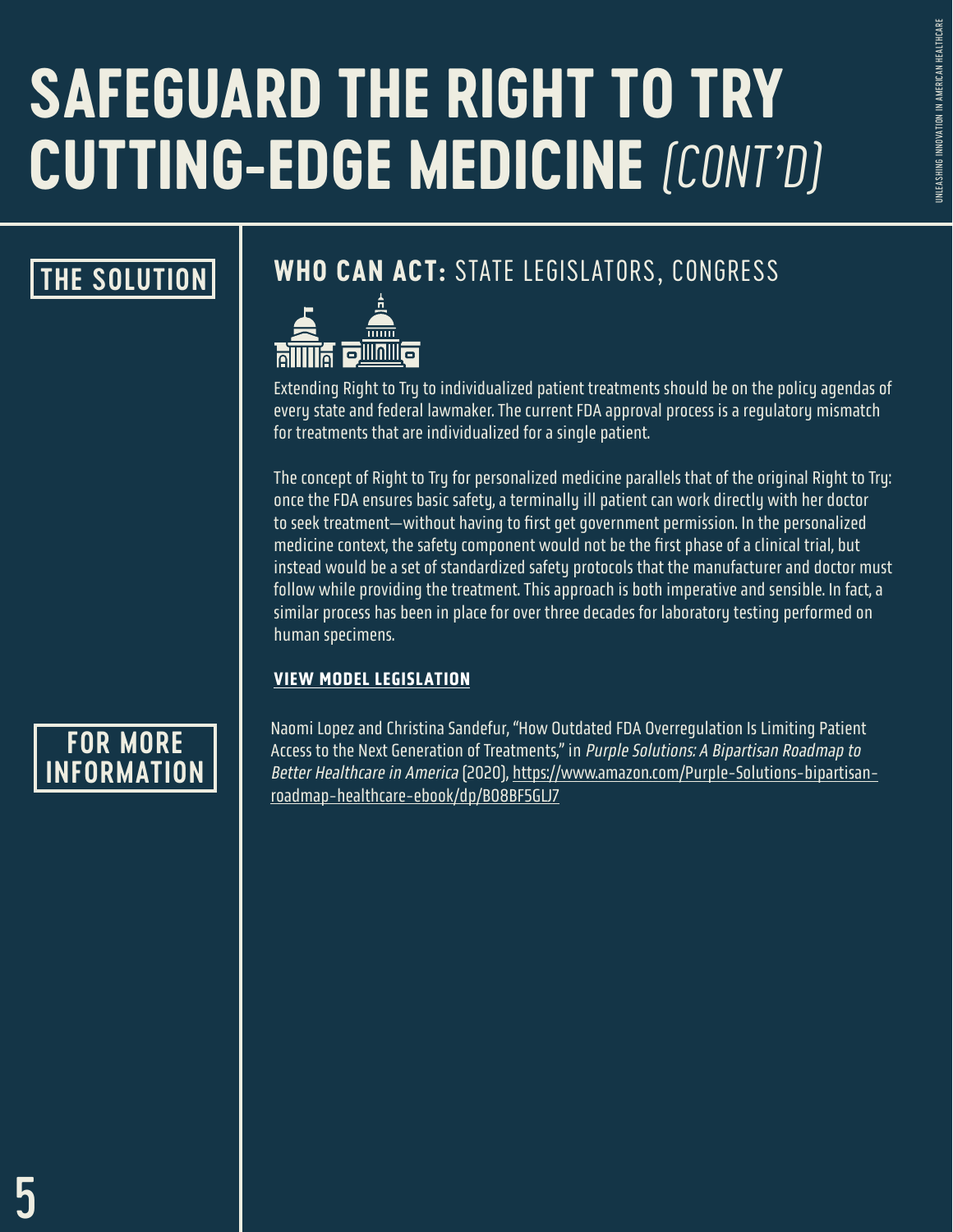# SAFEGUARD THE RIGHT TO TRY CUTTING-EDGE MEDICINE *(CONT'D)*

## THE SOLUTION

**WHO CAN ACT:** STATE LEGISLATORS, CONGRESS

Extending Right to Try to individualized patient treatments should be on the policy agendas of every state and federal lawmaker. The current FDA approval process is a regulatory mismatch for treatments that are individualized for a single patient.

The concept of Right to Try for personalized medicine parallels that of the original Right to Try: once the FDA ensures basic safety, a terminally ill patient can work directly with her doctor to seek treatment—without having to first get government permission. In the personalized medicine context, the safety component would not be the first phase of a clinical trial, but instead would be a set of standardized safety protocols that the manufacturer and doctor must follow while providing the treatment. This approach is both imperative and sensible. In fact, a similar process has been in place for over three decades for laboratory testing performed on human specimens.

**VIEW MODEL LEGISLATION**

## FOR MORE INFORMATION

Naomi Lopez and Christina Sandefur, "How Outdated FDA Overregulation Is Limiting Patient Access to the Next Generation of Treatments," in *Purple Solutions: A Bipartisan Roadmap to Better Healthcare in America* (2020), https://www.amazon.com/Purple-Solutions-bipartisan-roadmap-healthcare-ebook/dp/B08BF5GLJ7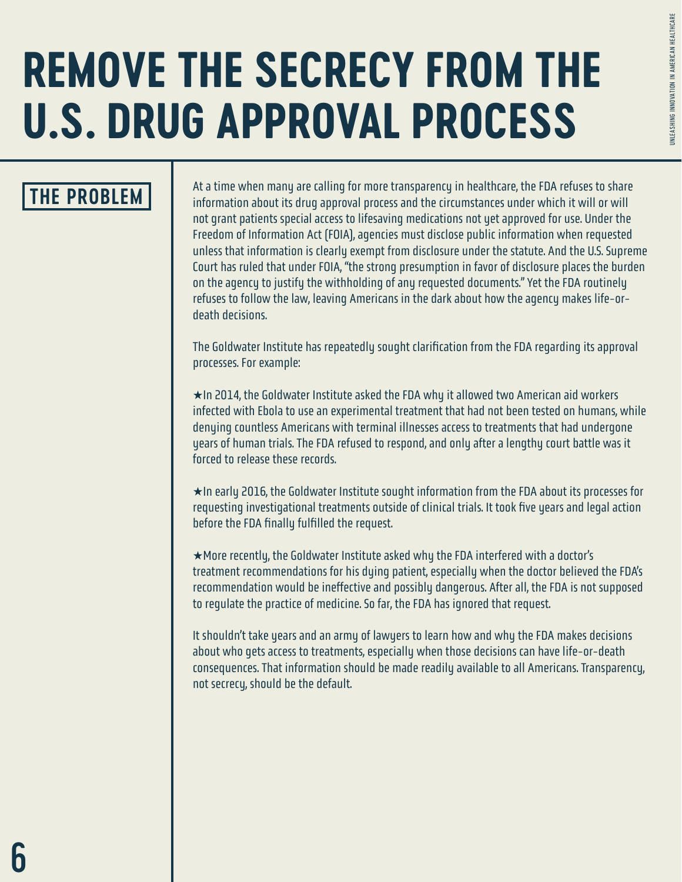# REMOVE THE SECRECY FROM THE U.S. DRUG APPROVAL PROCESS

## THE PROBLEM

At a time when many are calling for more transparency in healthcare, the FDA refuses to share information about its drug approval process and the circumstances under which it will or will not grant patients special access to lifesaving medications not yet approved for use. Under the Freedom of Information Act (FOIA), agencies must disclose public information when requested unless that information is clearly exempt from disclosure under the statute. And the U.S. Supreme Court has ruled that under FOIA, "the strong presumption in favor of disclosure places the burden on the agency to justify the withholding of any requested documents." Yet the FDA routinely refuses to follow the law, leaving Americans in the dark about how the agency makes life-or-death decisions.

The Goldwater Institute has repeatedly sought clarification from the FDA regarding its approval processes. For example:

★In 2014, the Goldwater Institute asked the FDA why it allowed two American aid workers infected with Ebola to use an experimental treatment that had not been tested on humans, while denying countless Americans with terminal illnesses access to treatments that had undergone years of human trials. The FDA refused to respond, and only after a lengthy court battle was it forced to release these records.

★In early 2016, the Goldwater Institute sought information from the FDA about its processes for requesting investigational treatments outside of clinical trials. It took five years and legal action before the FDA finally fulfilled the request.

★More recently, the Goldwater Institute asked why the FDA interfered with a doctor's treatment recommendations for his dying patient, especially when the doctor believed the FDA's recommendation would be ineffective and possibly dangerous. After all, the FDA is not supposed to regulate the practice of medicine. So far, the FDA has ignored that request.

It shouldn't take years and an army of lawyers to learn how and why the FDA makes decisions about who gets access to treatments, especially when those decisions can have life-or-death consequences. That information should be made readily available to all Americans. Transparency, not secrecy, should be the default.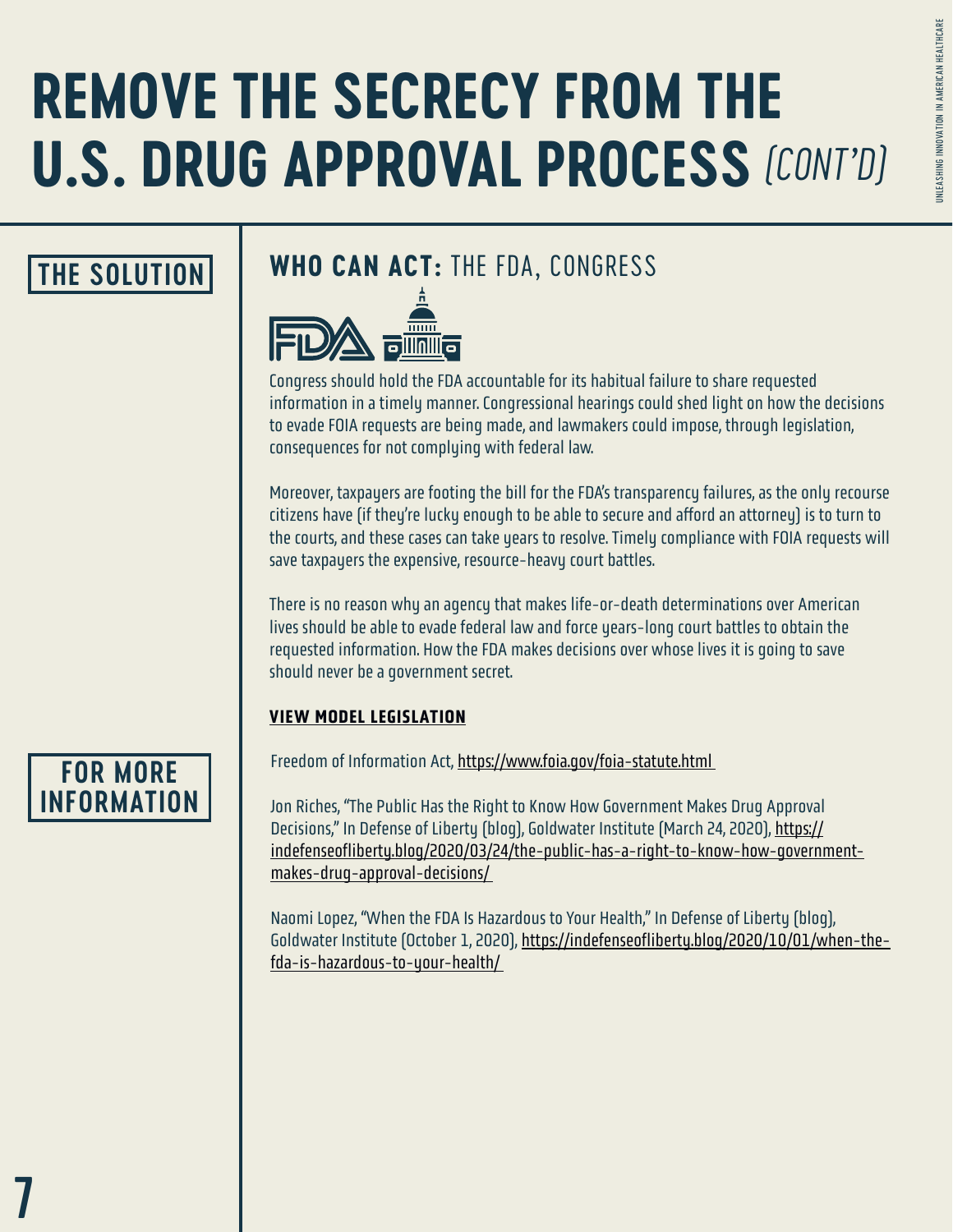# REMOVE THE SECRECY FROM THE U.S. DRUG APPROVAL PROCESS *(CONT'D)*

## THE SOLUTION

### WHO CAN ACT: THE FDA, CONGRESS

Congress should hold the FDA accountable for its habitual failure to share requested information in a timely manner. Congressional hearings could shed light on how the decisions to evade FOIA requests are being made, and lawmakers could impose, through legislation, consequences for not complying with federal law.

Moreover, taxpayers are footing the bill for the FDA's transparency failures, as the only recourse citizens have (if they're lucky enough to be able to secure and afford an attorney) is to turn to the courts, and these cases can take years to resolve. Timely compliance with FOIA requests will save taxpayers the expensive, resource-heavy court battles.

There is no reason why an agency that makes life-or-death determinations over American lives should be able to evade federal law and force years-long court battles to obtain the requested information. How the FDA makes decisions over whose lives it is going to save should never be a government secret.

**VIEW MODEL LEGISLATION**

## FOR MORE INFORMATION

Freedom of Information Act, https://www.foia.gov/foia-statute.html

Jon Riches, "The Public Has the Right to Know How Government Makes Drug Approval Decisions," In Defense of Liberty (blog), Goldwater Institute (March 24, 2020), https://indefenseofliberty.blog/2020/03/24/the-public-has-a-right-to-know-how-government-makes-drug-approval-decisions/

Naomi Lopez, "When the FDA Is Hazardous to Your Health," In Defense of Liberty (blog), Goldwater Institute (October 1, 2020), https://indefenseofliberty.blog/2020/10/01/when-the-fda-is-hazardous-to-your-health/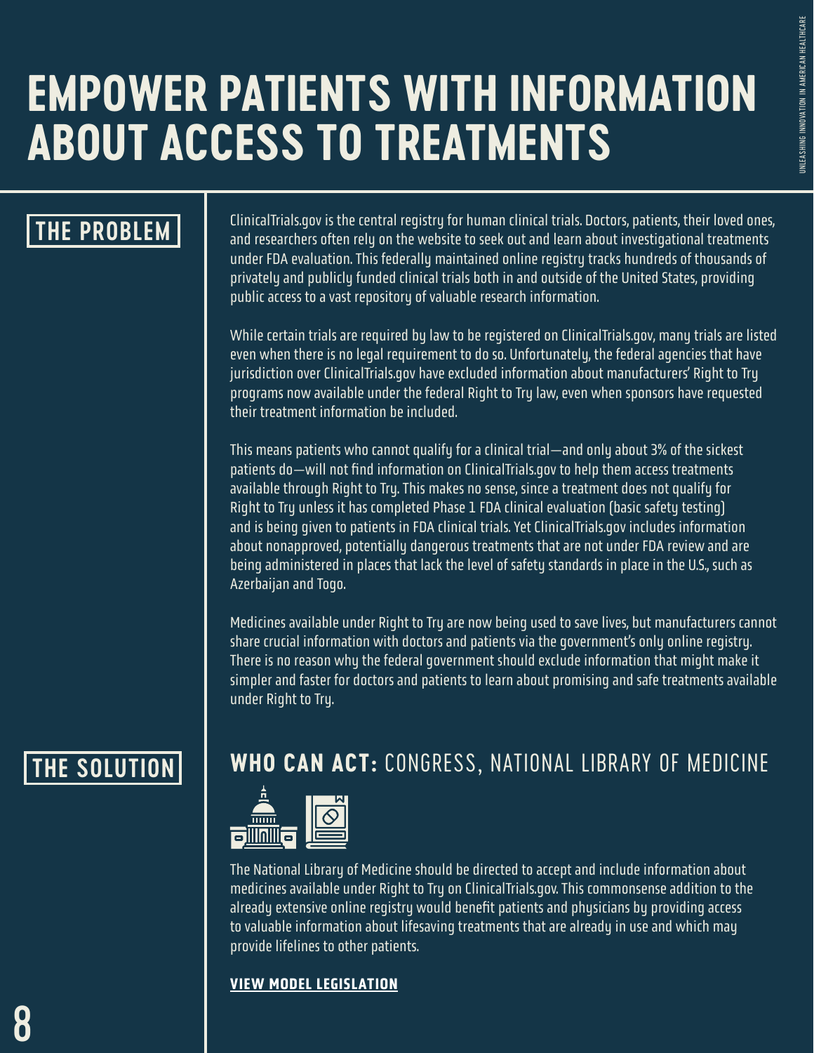# EMPOWER PATIENTS WITH INFORMATION ABOUT ACCESS TO TREATMENTS

## THE PROBLEM

ClinicalTrials.gov is the central registry for human clinical trials. Doctors, patients, their loved ones, and researchers often rely on the website to seek out and learn about investigational treatments under FDA evaluation. This federally maintained online registry tracks hundreds of thousands of privately and publicly funded clinical trials both in and outside of the United States, providing public access to a vast repository of valuable research information.

While certain trials are required by law to be registered on ClinicalTrials.gov, many trials are listed even when there is no legal requirement to do so. Unfortunately, the federal agencies that have jurisdiction over ClinicalTrials.gov have excluded information about manufacturers' Right to Try programs now available under the federal Right to Try law, even when sponsors have requested their treatment information be included.

This means patients who cannot qualify for a clinical trial—and only about 3% of the sickest patients do—will not find information on ClinicalTrials.gov to help them access treatments available through Right to Try. This makes no sense, since a treatment does not qualify for Right to Try unless it has completed Phase 1 FDA clinical evaluation (basic safety testing) and is being given to patients in FDA clinical trials. Yet ClinicalTrials.gov includes information about nonapproved, potentially dangerous treatments that are not under FDA review and are being administered in places that lack the level of safety standards in place in the U.S., such as Azerbaijan and Togo.

Medicines available under Right to Try are now being used to save lives, but manufacturers cannot share crucial information with doctors and patients via the government's only online registry. There is no reason why the federal government should exclude information that might make it simpler and faster for doctors and patients to learn about promising and safe treatments available under Right to Try.

## THE SOLUTION

### WHO CAN ACT: CONGRESS, NATIONAL LIBRARY OF MEDICINE

The National Library of Medicine should be directed to accept and include information about medicines available under Right to Try on ClinicalTrials.gov. This commonsense addition to the already extensive online registry would benefit patients and physicians by providing access to valuable information about lifesaving treatments that are already in use and which may provide lifelines to other patients.

**VIEW MODEL LEGISLATION**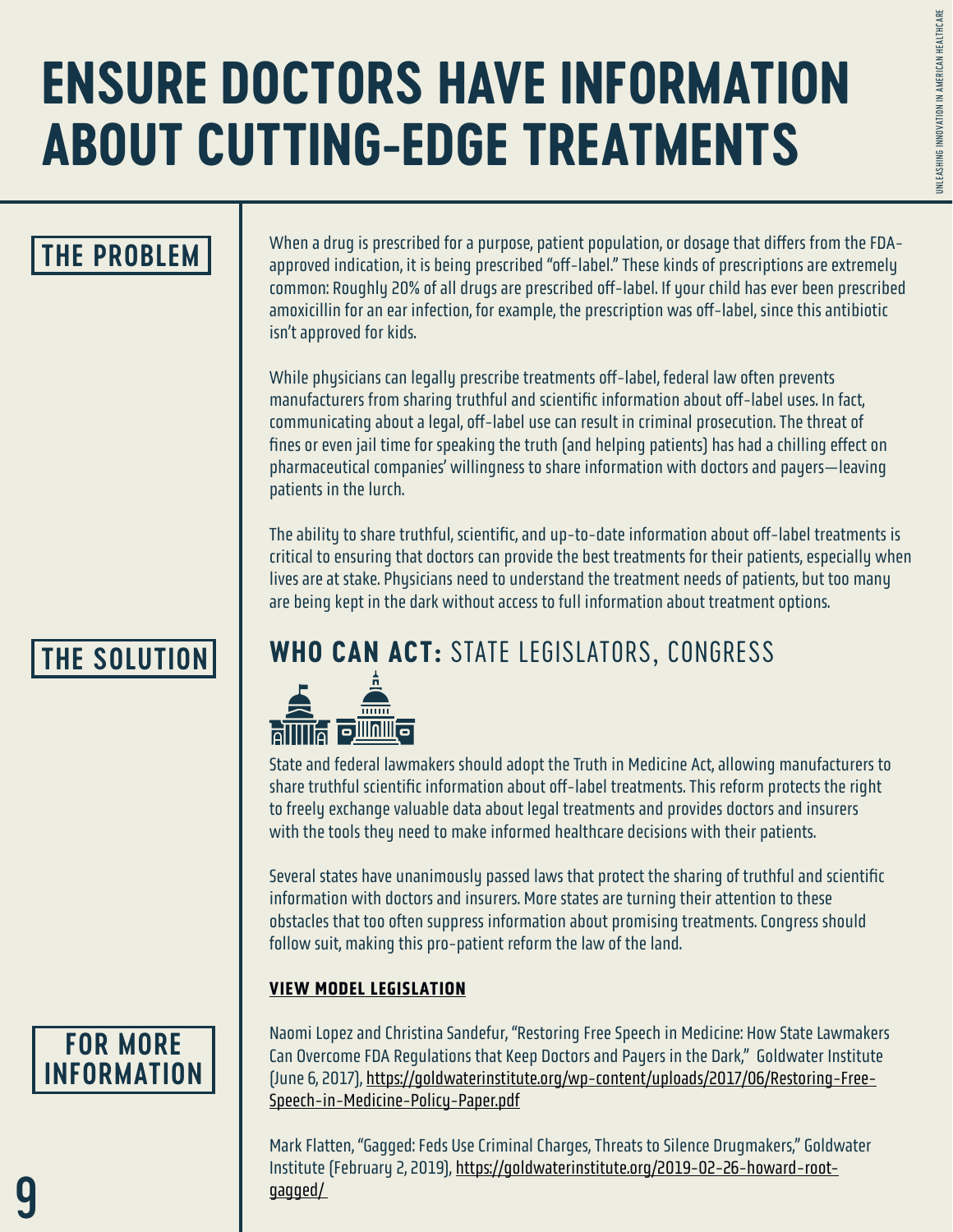# ENSURE DOCTORS HAVE INFORMATION ABOUT CUTTING-EDGE TREATMENTS

## THE PROBLEM

When a drug is prescribed for a purpose, patient population, or dosage that differs from the FDA-approved indication, it is being prescribed "off-label." These kinds of prescriptions are extremely common: Roughly 20% of all drugs are prescribed off-label. If your child has ever been prescribed amoxicillin for an ear infection, for example, the prescription was off-label, since this antibiotic isn't approved for kids.

While physicians can legally prescribe treatments off-label, federal law often prevents manufacturers from sharing truthful and scientific information about off-label uses. In fact, communicating about a legal, off-label use can result in criminal prosecution. The threat of fines or even jail time for speaking the truth (and helping patients) has had a chilling effect on pharmaceutical companies' willingness to share information with doctors and payers—leaving patients in the lurch.

The ability to share truthful, scientific, and up-to-date information about off-label treatments is critical to ensuring that doctors can provide the best treatments for their patients, especially when lives are at stake. Physicians need to understand the treatment needs of patients, but too many are being kept in the dark without access to full information about treatment options.

## THE SOLUTION

### WHO CAN ACT: STATE LEGISLATORS, CONGRESS

State and federal lawmakers should adopt the Truth in Medicine Act, allowing manufacturers to share truthful scientific information about off-label treatments. This reform protects the right to freely exchange valuable data about legal treatments and provides doctors and insurers with the tools they need to make informed healthcare decisions with their patients.

Several states have unanimously passed laws that protect the sharing of truthful and scientific information with doctors and insurers. More states are turning their attention to these obstacles that too often suppress information about promising treatments. Congress should follow suit, making this pro-patient reform the law of the land.

**VIEW MODEL LEGISLATION**

## FOR MORE INFORMATION

Naomi Lopez and Christina Sandefur, "Restoring Free Speech in Medicine: How State Lawmakers Can Overcome FDA Regulations that Keep Doctors and Payers in the Dark," Goldwater Institute (June 6, 2017), https://goldwaterinstitute.org/wp-content/uploads/2017/06/Restoring-Free-Speech-in-Medicine-Policy-Paper.pdf

Mark Flatten, "Gagged: Feds Use Criminal Charges, Threats to Silence Drugmakers," Goldwater Institute (February 2, 2019), https://goldwaterinstitute.org/2019-02-26-howard-root-gagged/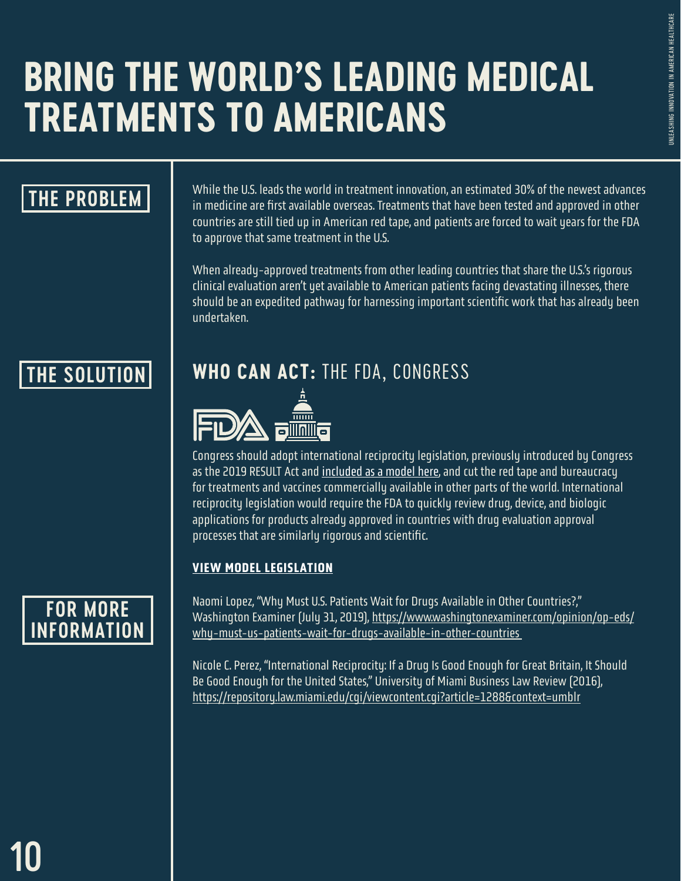# BRING THE WORLD'S LEADING MEDICAL TREATMENTS TO AMERICANS

## THE PROBLEM

While the U.S. leads the world in treatment innovation, an estimated 30% of the newest advances in medicine are first available overseas. Treatments that have been tested and approved in other countries are still tied up in American red tape, and patients are forced to wait years for the FDA to approve that same treatment in the U.S.

When already-approved treatments from other leading countries that share the U.S.'s rigorous clinical evaluation aren't yet available to American patients facing devastating illnesses, there should be an expedited pathway for harnessing important scientific work that has already been undertaken.

## THE SOLUTION

### WHO CAN ACT: THE FDA, CONGRESS

Congress should adopt international reciprocity legislation, previously introduced by Congress as the 2019 RESULT Act and included as a model here, and cut the red tape and bureaucracy for treatments and vaccines commercially available in other parts of the world. International reciprocity legislation would require the FDA to quickly review drug, device, and biologic applications for products already approved in countries with drug evaluation approval processes that are similarly rigorous and scientific.

**VIEW MODEL LEGISLATION**

## FOR MORE INFORMATION

Naomi Lopez, "Why Must U.S. Patients Wait for Drugs Available in Other Countries?," Washington Examiner (July 31, 2019), https://www.washingtonexaminer.com/opinion/op-eds/why-must-us-patients-wait-for-drugs-available-in-other-countries

Nicole C. Perez, "International Reciprocity: If a Drug Is Good Enough for Great Britain, It Should Be Good Enough for the United States," University of Miami Business Law Review (2016), https://repository.law.miami.edu/cgi/viewcontent.cgi?article=1288&context=umblr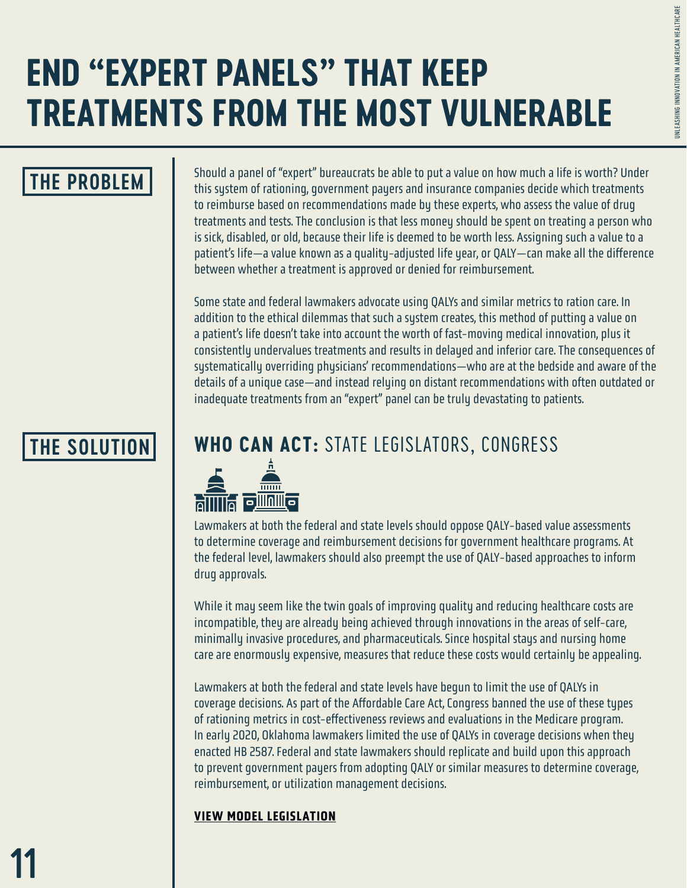# END "EXPERT PANELS" THAT KEEP TREATMENTS FROM THE MOST VULNERABLE

## THE PROBLEM

Should a panel of "expert" bureaucrats be able to put a value on how much a life is worth? Under this system of rationing, government payers and insurance companies decide which treatments to reimburse based on recommendations made by these experts, who assess the value of drug treatments and tests. The conclusion is that less money should be spent on treating a person who is sick, disabled, or old, because their life is deemed to be worth less. Assigning such a value to a patient's life—a value known as a quality-adjusted life year, or QALY—can make all the difference between whether a treatment is approved or denied for reimbursement.

Some state and federal lawmakers advocate using QALYs and similar metrics to ration care. In addition to the ethical dilemmas that such a system creates, this method of putting a value on a patient's life doesn't take into account the worth of fast-moving medical innovation, plus it consistently undervalues treatments and results in delayed and inferior care. The consequences of systematically overriding physicians' recommendations—who are at the bedside and aware of the details of a unique case—and instead relying on distant recommendations with often outdated or inadequate treatments from an "expert" panel can be truly devastating to patients.

## THE SOLUTION

### WHO CAN ACT: STATE LEGISLATORS, CONGRESS

Lawmakers at both the federal and state levels should oppose QALY-based value assessments to determine coverage and reimbursement decisions for government healthcare programs. At the federal level, lawmakers should also preempt the use of QALY-based approaches to inform drug approvals.

While it may seem like the twin goals of improving quality and reducing healthcare costs are incompatible, they are already being achieved through innovations in the areas of self-care, minimally invasive procedures, and pharmaceuticals. Since hospital stays and nursing home care are enormously expensive, measures that reduce these costs would certainly be appealing.

Lawmakers at both the federal and state levels have begun to limit the use of QALYs in coverage decisions. As part of the Affordable Care Act, Congress banned the use of these types of rationing metrics in cost-effectiveness reviews and evaluations in the Medicare program. In early 2020, Oklahoma lawmakers limited the use of QALYs in coverage decisions when they enacted HB 2587. Federal and state lawmakers should replicate and build upon this approach to prevent government payers from adopting QALY or similar measures to determine coverage, reimbursement, or utilization management decisions.

**VIEW MODEL LEGISLATION**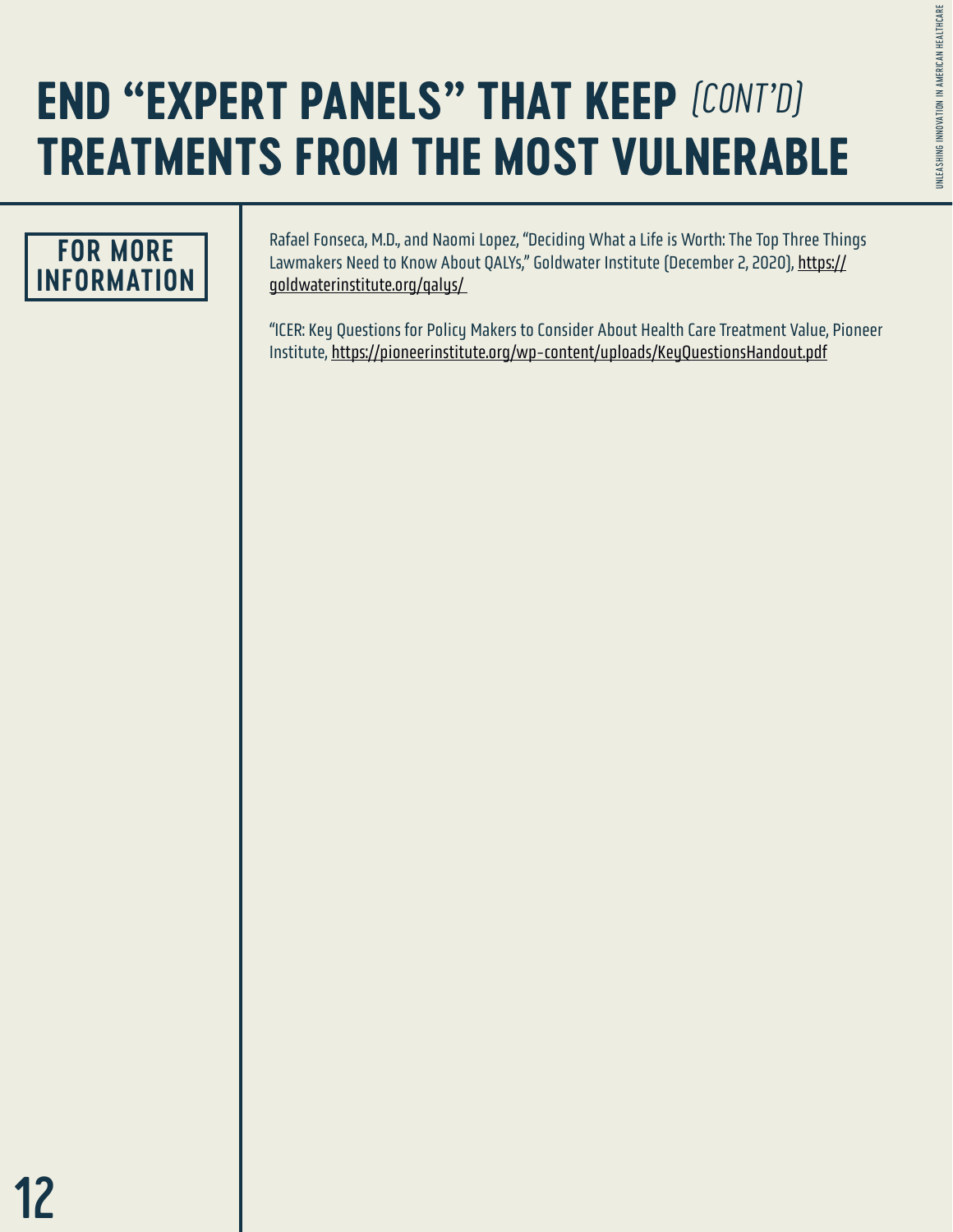# END "EXPERT PANELS" THAT KEEP *(CONT'D)* TREATMENTS FROM THE MOST VULNERABLE

## FOR MORE INFORMATION

Rafael Fonseca, M.D., and Naomi Lopez, "Deciding What a Life is Worth: The Top Three Things Lawmakers Need to Know About QALYs," Goldwater Institute (December 2, 2020), https://goldwaterinstitute.org/qalys/

"ICER: Key Questions for Policy Makers to Consider About Health Care Treatment Value, Pioneer Institute, https://pioneerinstitute.org/wp-content/uploads/KeyQuestionsHandout.pdf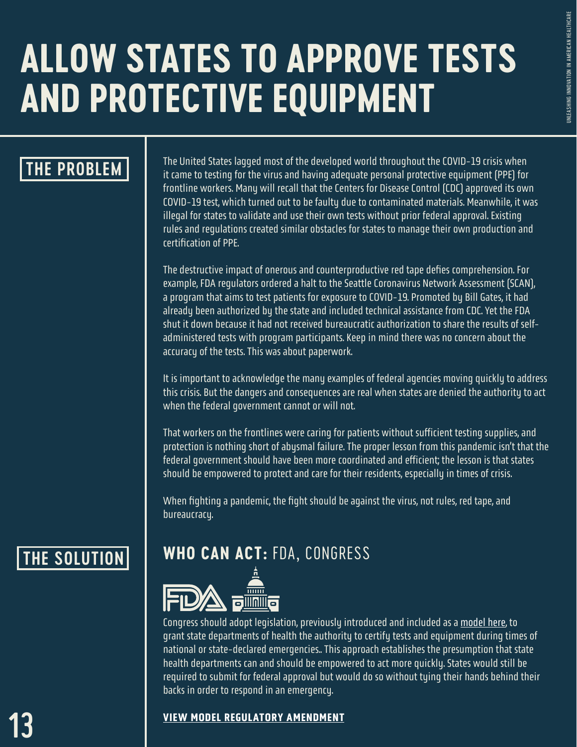# ALLOW STATES TO APPROVE TESTS AND PROTECTIVE EQUIPMENT

## THE PROBLEM

The United States lagged most of the developed world throughout the COVID-19 crisis when it came to testing for the virus and having adequate personal protective equipment (PPE) for frontline workers. Many will recall that the Centers for Disease Control (CDC) approved its own COVID-19 test, which turned out to be faulty due to contaminated materials. Meanwhile, it was illegal for states to validate and use their own tests without prior federal approval. Existing rules and regulations created similar obstacles for states to manage their own production and certification of PPE.

The destructive impact of onerous and counterproductive red tape defies comprehension. For example, FDA regulators ordered a halt to the Seattle Coronavirus Network Assessment (SCAN), a program that aims to test patients for exposure to COVID-19. Promoted by Bill Gates, it had already been authorized by the state and included technical assistance from CDC. Yet the FDA shut it down because it had not received bureaucratic authorization to share the results of self-administered tests with program participants. Keep in mind there was no concern about the accuracy of the tests. This was about paperwork.

It is important to acknowledge the many examples of federal agencies moving quickly to address this crisis. But the dangers and consequences are real when states are denied the authority to act when the federal government cannot or will not.

That workers on the frontlines were caring for patients without sufficient testing supplies, and protection is nothing short of abysmal failure. The proper lesson from this pandemic isn't that the federal government should have been more coordinated and efficient; the lesson is that states should be empowered to protect and care for their residents, especially in times of crisis.

When fighting a pandemic, the fight should be against the virus, not rules, red tape, and bureaucracy.

## THE SOLUTION

### WHO CAN ACT: FDA, CONGRESS

Congress should adopt legislation, previously introduced and included as a model here, to grant state departments of health the authority to certify tests and equipment during times of national or state-declared emergencies.. This approach establishes the presumption that state health departments can and should be empowered to act more quickly. States would still be required to submit for federal approval but would do so without tying their hands behind their backs in order to respond in an emergency.

**VIEW MODEL REGULATORY AMENDMENT**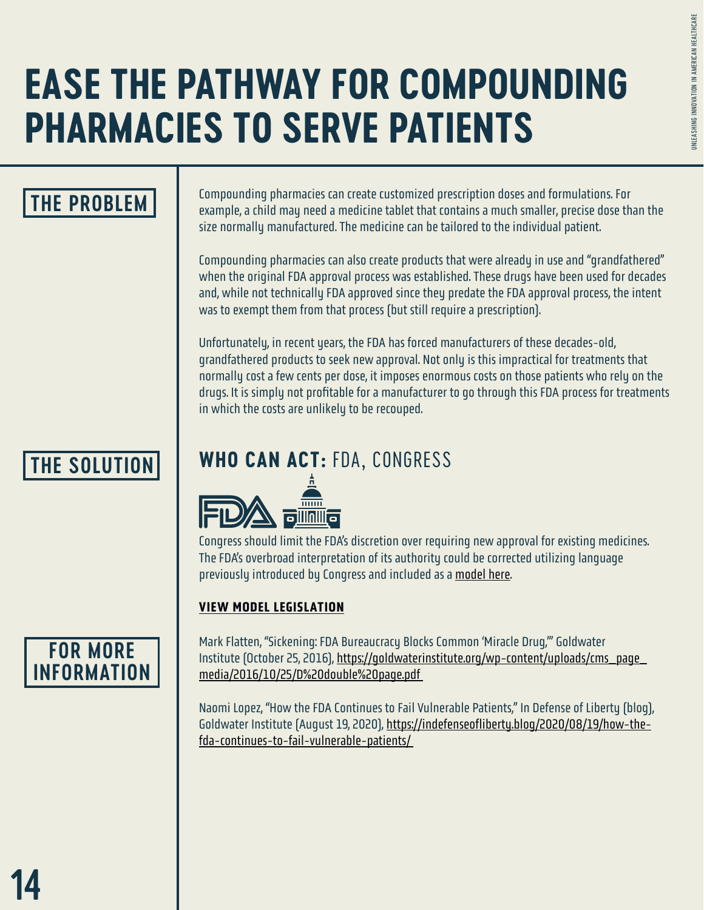# EASE THE PATHWAY FOR COMPOUNDING PHARMACIES TO SERVE PATIENTS

## THE PROBLEM

Compounding pharmacies can create customized prescription doses and formulations. For example, a child may need a medicine tablet that contains a much smaller, precise dose than the size normally manufactured. The medicine can be tailored to the individual patient.

Compounding pharmacies can also create products that were already in use and "grandfathered" when the original FDA approval process was established. These drugs have been used for decades and, while not technically FDA approved since they predate the FDA approval process, the intent was to exempt them from that process (but still require a prescription).

Unfortunately, in recent years, the FDA has forced manufacturers of these decades-old, grandfathered products to seek new approval. Not only is this impractical for treatments that normally cost a few cents per dose, it imposes enormous costs on those patients who rely on the drugs. It is simply not profitable for a manufacturer to go through this FDA process for treatments in which the costs are unlikely to be recouped.

## THE SOLUTION

### WHO CAN ACT: FDA, CONGRESS

Congress should limit the FDA's discretion over requiring new approval for existing medicines. The FDA's overbroad interpretation of its authority could be corrected utilizing language previously introduced by Congress and included as a model here.

**VIEW MODEL LEGISLATION**

## FOR MORE INFORMATION

Mark Flatten, "Sickening: FDA Bureaucracy Blocks Common 'Miracle Drug,'" Goldwater Institute (October 25, 2016), https://goldwaterinstitute.org/wp-content/uploads/cms_page_media/2016/10/25/D%20double%20page.pdf

Naomi Lopez, "How the FDA Continues to Fail Vulnerable Patients," In Defense of Liberty (blog), Goldwater Institute (August 19, 2020), https://indefenseofliberty.blog/2020/08/19/how-the-fda-continues-to-fail-vulnerable-patients/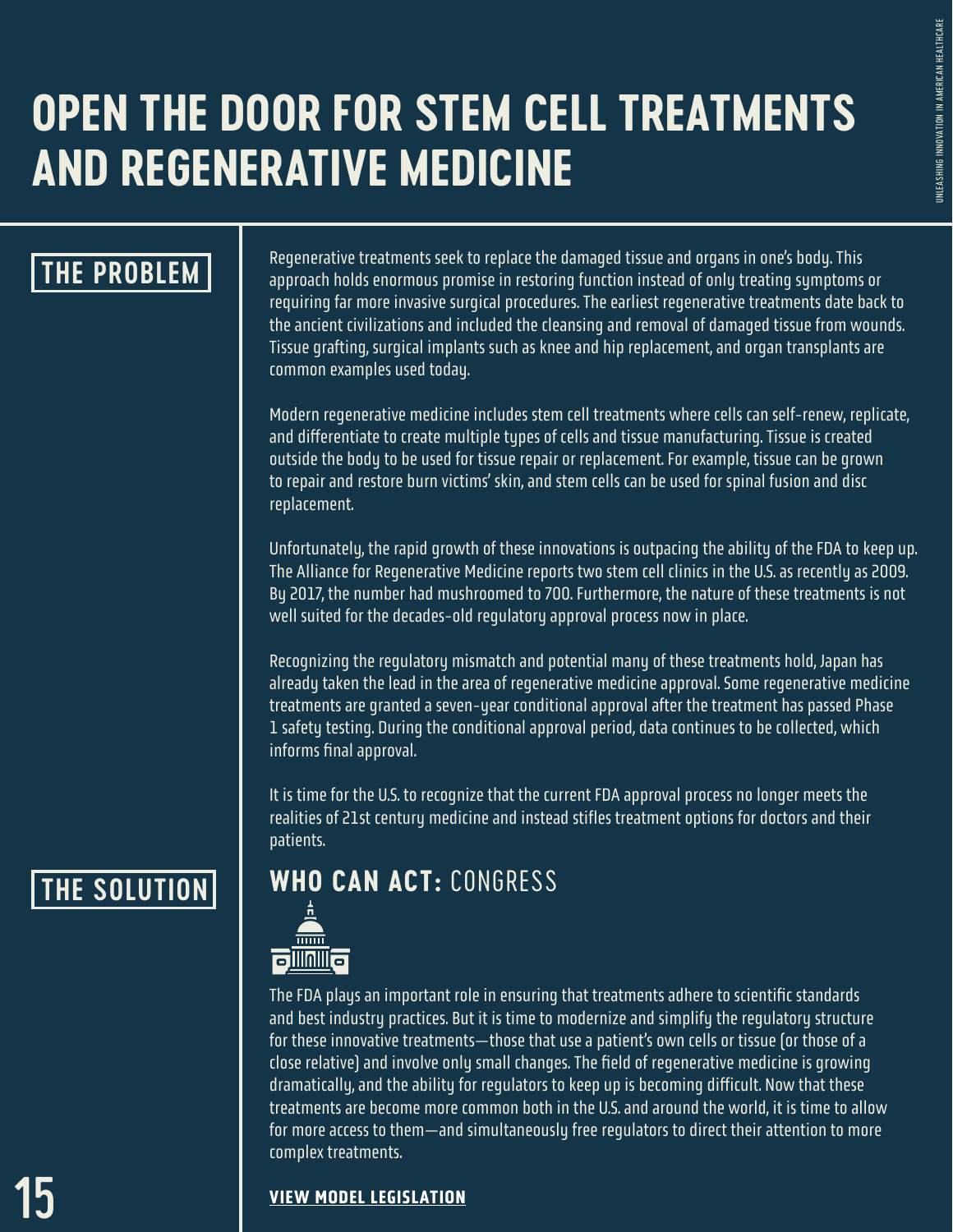# OPEN THE DOOR FOR STEM CELL TREATMENTS AND REGENERATIVE MEDICINE

## THE PROBLEM

Regenerative treatments seek to replace the damaged tissue and organs in one's body. This approach holds enormous promise in restoring function instead of only treating symptoms or requiring far more invasive surgical procedures. The earliest regenerative treatments date back to the ancient civilizations and included the cleansing and removal of damaged tissue from wounds. Tissue grafting, surgical implants such as knee and hip replacement, and organ transplants are common examples used today.

Modern regenerative medicine includes stem cell treatments where cells can self-renew, replicate, and differentiate to create multiple types of cells and tissue manufacturing. Tissue is created outside the body to be used for tissue repair or replacement. For example, tissue can be grown to repair and restore burn victims' skin, and stem cells can be used for spinal fusion and disc replacement.

Unfortunately, the rapid growth of these innovations is outpacing the ability of the FDA to keep up. The Alliance for Regenerative Medicine reports two stem cell clinics in the U.S. as recently as 2009. By 2017, the number had mushroomed to 700. Furthermore, the nature of these treatments is not well suited for the decades-old regulatory approval process now in place.

Recognizing the regulatory mismatch and potential many of these treatments hold, Japan has already taken the lead in the area of regenerative medicine approval. Some regenerative medicine treatments are granted a seven-year conditional approval after the treatment has passed Phase 1 safety testing. During the conditional approval period, data continues to be collected, which informs final approval.

It is time for the U.S. to recognize that the current FDA approval process no longer meets the realities of 21st century medicine and instead stifles treatment options for doctors and their patients.

## THE SOLUTION

### WHO CAN ACT: CONGRESS

The FDA plays an important role in ensuring that treatments adhere to scientific standards and best industry practices. But it is time to modernize and simplify the regulatory structure for these innovative treatments—those that use a patient's own cells or tissue (or those of a close relative) and involve only small changes. The field of regenerative medicine is growing dramatically, and the ability for regulators to keep up is becoming difficult. Now that these treatments are become more common both in the U.S. and around the world, it is time to allow for more access to them—and simultaneously free regulators to direct their attention to more complex treatments.

**VIEW MODEL LEGISLATION**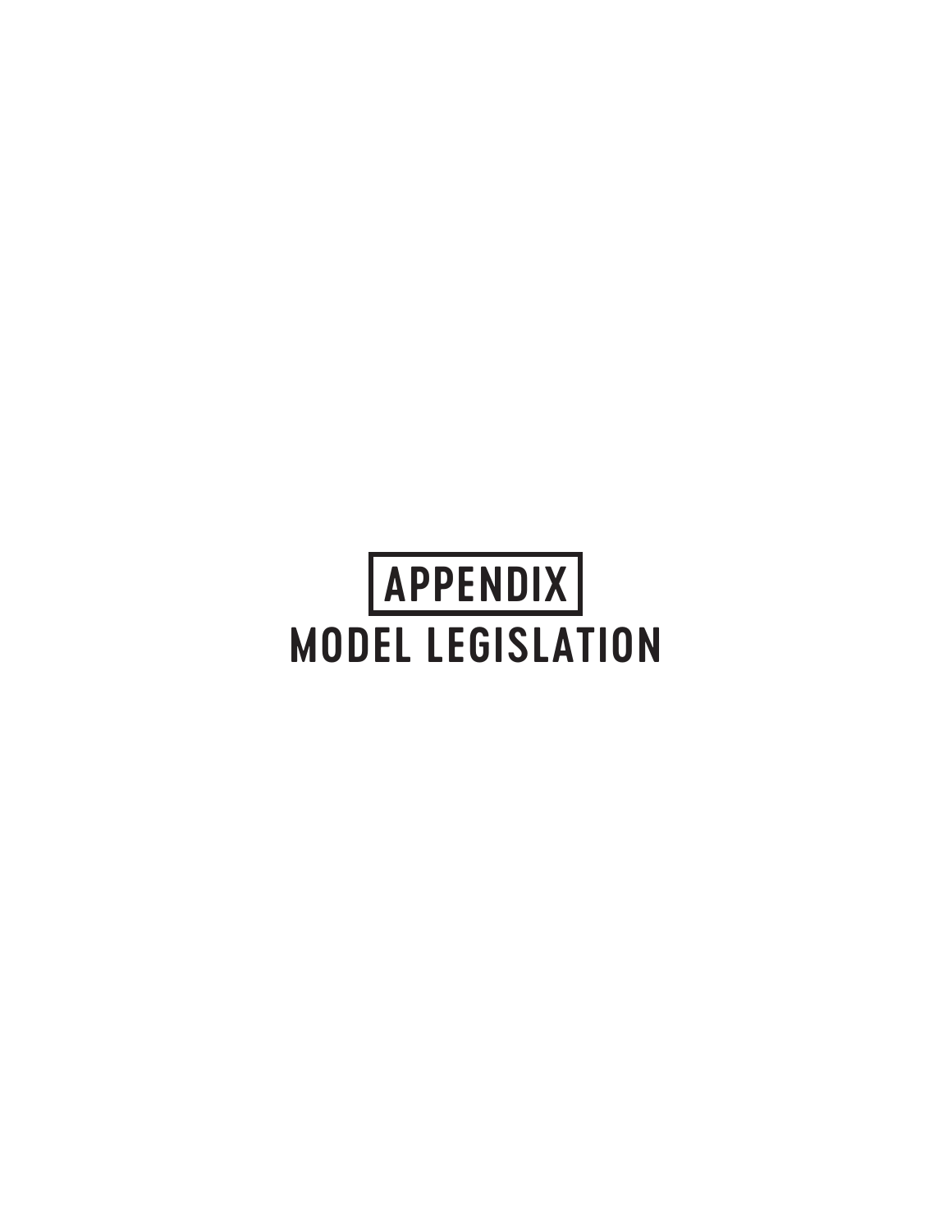# APPENDIX

# MODEL LEGISLATION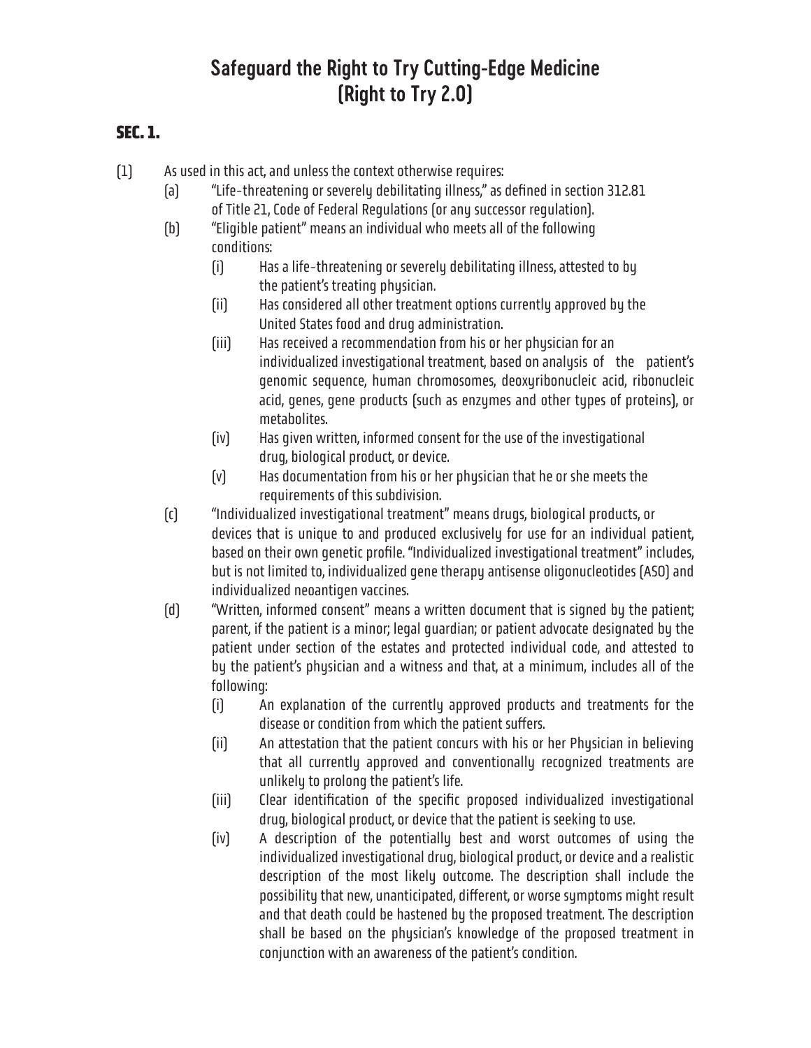# Safeguard the Right to Try Cutting-Edge Medicine (Right to Try 2.0)

## SEC. 1.

(1) As used in this act, and unless the context otherwise requires:

(a) "Life-threatening or severely debilitating illness," as defined in section 312.81 of Title 21, Code of Federal Regulations (or any successor regulation).

(b) "Eligible patient" means an individual who meets all of the following conditions:

(i) Has a life-threatening or severely debilitating illness, attested to by the patient's treating physician.

(ii) Has considered all other treatment options currently approved by the United States food and drug administration.

(iii) Has received a recommendation from his or her physician for an individualized investigational treatment, based on analysis of the patient's genomic sequence, human chromosomes, deoxyribonucleic acid, ribonucleic acid, genes, gene products (such as enzymes and other types of proteins), or metabolites.

(iv) Has given written, informed consent for the use of the investigational drug, biological product, or device.

(v) Has documentation from his or her physician that he or she meets the requirements of this subdivision.

(c) "Individualized investigational treatment" means drugs, biological products, or devices that is unique to and produced exclusively for use for an individual patient, based on their own genetic profile. "Individualized investigational treatment" includes, but is not limited to, individualized gene therapy antisense oligonucleotides (ASO) and individualized neoantigen vaccines.

(d) "Written, informed consent" means a written document that is signed by the patient; parent, if the patient is a minor; legal guardian; or patient advocate designated by the patient under section of the estates and protected individual code, and attested to by the patient's physician and a witness and that, at a minimum, includes all of the following:

(i) An explanation of the currently approved products and treatments for the disease or condition from which the patient suffers.

(ii) An attestation that the patient concurs with his or her Physician in believing that all currently approved and conventionally recognized treatments are unlikely to prolong the patient's life.

(iii) Clear identification of the specific proposed individualized investigational drug, biological product, or device that the patient is seeking to use.

(iv) A description of the potentially best and worst outcomes of using the individualized investigational drug, biological product, or device and a realistic description of the most likely outcome. The description shall include the possibility that new, unanticipated, different, or worse symptoms might result and that death could be hastened by the proposed treatment. The description shall be based on the physician's knowledge of the proposed treatment in conjunction with an awareness of the patient's condition.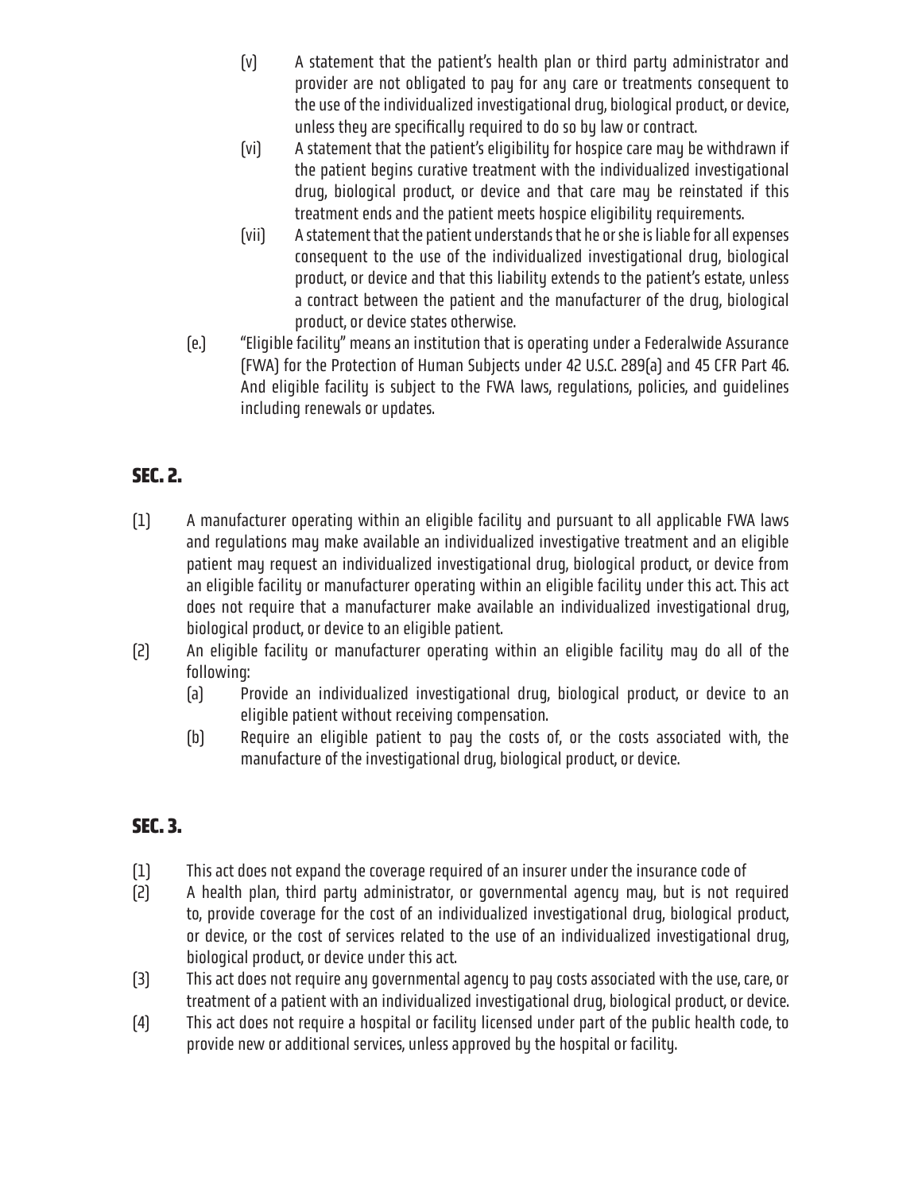(v) A statement that the patient's health plan or third party administrator and provider are not obligated to pay for any care or treatments consequent to the use of the individualized investigational drug, biological product, or device, unless they are specifically required to do so by law or contract.

(vi) A statement that the patient's eligibility for hospice care may be withdrawn if the patient begins curative treatment with the individualized investigational drug, biological product, or device and that care may be reinstated if this treatment ends and the patient meets hospice eligibility requirements.

(vii) A statement that the patient understands that he or she is liable for all expenses consequent to the use of the individualized investigational drug, biological product, or device and that this liability extends to the patient's estate, unless a contract between the patient and the manufacturer of the drug, biological product, or device states otherwise.

(e.) "Eligible facility" means an institution that is operating under a Federalwide Assurance (FWA) for the Protection of Human Subjects under 42 U.S.C. 289(a) and 45 CFR Part 46. And eligible facility is subject to the FWA laws, regulations, policies, and guidelines including renewals or updates.

## SEC. 2.

(1) A manufacturer operating within an eligible facility and pursuant to all applicable FWA laws and regulations may make available an individualized investigative treatment and an eligible patient may request an individualized investigational drug, biological product, or device from an eligible facility or manufacturer operating within an eligible facility under this act. This act does not require that a manufacturer make available an individualized investigational drug, biological product, or device to an eligible patient.

(2) An eligible facility or manufacturer operating within an eligible facility may do all of the following:

(a) Provide an individualized investigational drug, biological product, or device to an eligible patient without receiving compensation.

(b) Require an eligible patient to pay the costs of, or the costs associated with, the manufacture of the investigational drug, biological product, or device.

## SEC. 3.

(1) This act does not expand the coverage required of an insurer under the insurance code of

(2) A health plan, third party administrator, or governmental agency may, but is not required to, provide coverage for the cost of an individualized investigational drug, biological product, or device, or the cost of services related to the use of an individualized investigational drug, biological product, or device under this act.

(3) This act does not require any governmental agency to pay costs associated with the use, care, or treatment of a patient with an individualized investigational drug, biological product, or device.

(4) This act does not require a hospital or facility licensed under part of the public health code, to provide new or additional services, unless approved by the hospital or facility.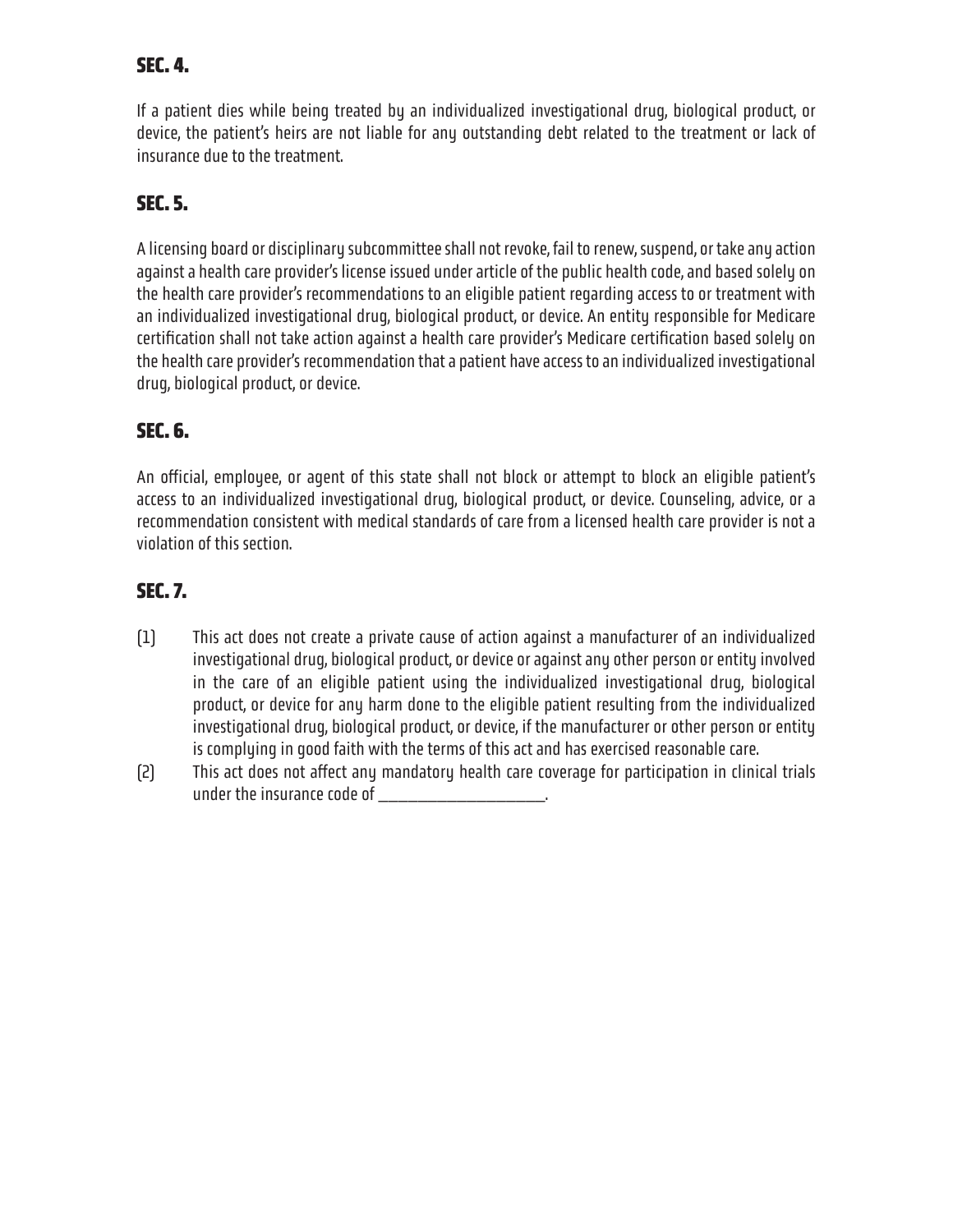## SEC. 4.

If a patient dies while being treated by an individualized investigational drug, biological product, or device, the patient's heirs are not liable for any outstanding debt related to the treatment or lack of insurance due to the treatment.

## SEC. 5.

A licensing board or disciplinary subcommittee shall not revoke, fail to renew, suspend, or take any action against a health care provider's license issued under article of the public health code, and based solely on the health care provider's recommendations to an eligible patient regarding access to or treatment with an individualized investigational drug, biological product, or device. An entity responsible for Medicare certification shall not take action against a health care provider's Medicare certification based solely on the health care provider's recommendation that a patient have access to an individualized investigational drug, biological product, or device.

## SEC. 6.

An official, employee, or agent of this state shall not block or attempt to block an eligible patient's access to an individualized investigational drug, biological product, or device. Counseling, advice, or a recommendation consistent with medical standards of care from a licensed health care provider is not a violation of this section.

## SEC. 7.

(1) This act does not create a private cause of action against a manufacturer of an individualized investigational drug, biological product, or device or against any other person or entity involved in the care of an eligible patient using the individualized investigational drug, biological product, or device for any harm done to the eligible patient resulting from the individualized investigational drug, biological product, or device, if the manufacturer or other person or entity is complying in good faith with the terms of this act and has exercised reasonable care.

(2) This act does not affect any mandatory health care coverage for participation in clinical trials under the insurance code of ______________________.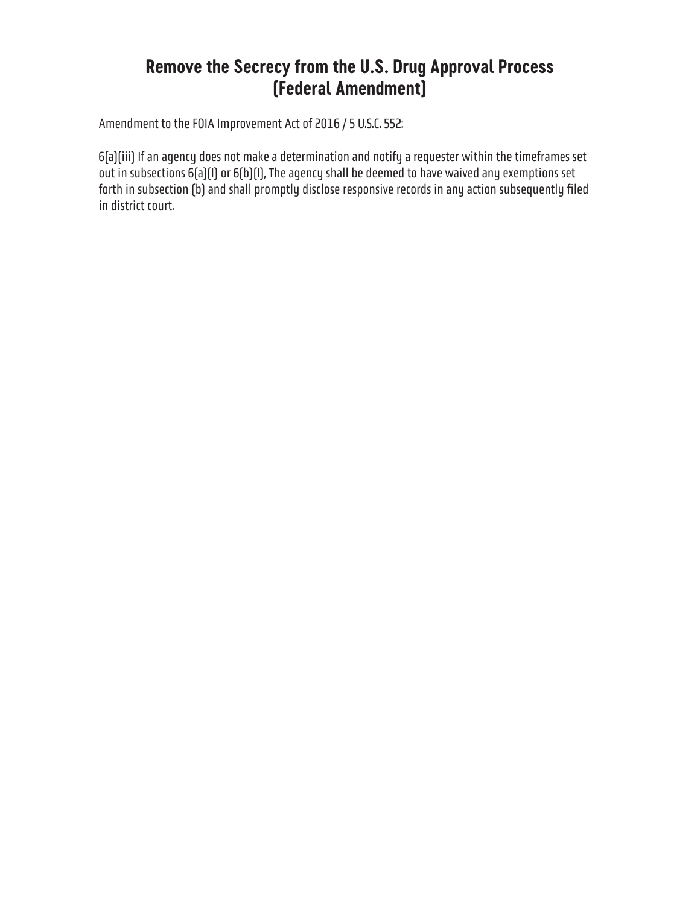# Remove the Secrecy from the U.S. Drug Approval Process (Federal Amendment)

Amendment to the FOIA Improvement Act of 2016 / 5 U.S.C. 552:

6(a)(iii) If an agency does not make a determination and notify a requester within the timeframes set out in subsections 6(a)(I) or 6(b)(I), The agency shall be deemed to have waived any exemptions set forth in subsection (b) and shall promptly disclose responsive records in any action subsequently filed in district court.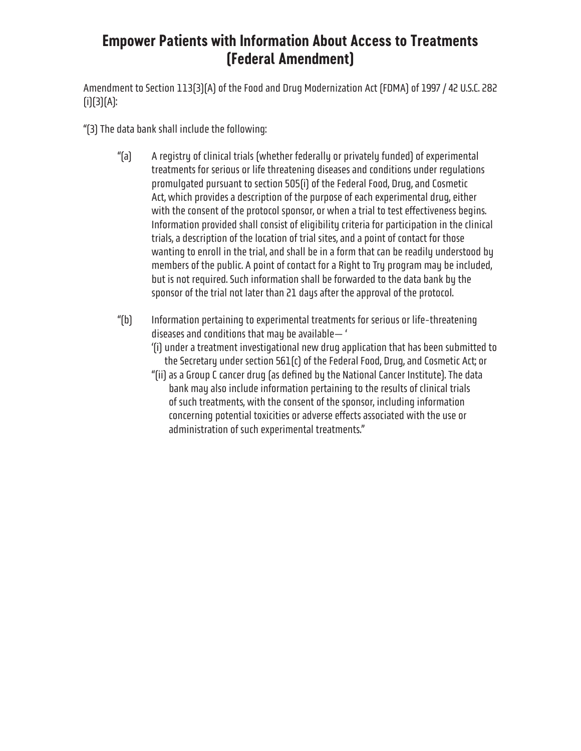# Empower Patients with Information About Access to Treatments (Federal Amendment)

Amendment to Section 113(3)(A) of the Food and Drug Modernization Act (FDMA) of 1997 / 42 U.S.C. 282 (i)(3)(A):

"(3) The data bank shall include the following:

"(a) A registry of clinical trials (whether federally or privately funded) of experimental treatments for serious or life threatening diseases and conditions under regulations promulgated pursuant to section 505(i) of the Federal Food, Drug, and Cosmetic Act, which provides a description of the purpose of each experimental drug, either with the consent of the protocol sponsor, or when a trial to test effectiveness begins. Information provided shall consist of eligibility criteria for participation in the clinical trials, a description of the location of trial sites, and a point of contact for those wanting to enroll in the trial, and shall be in a form that can be readily understood by members of the public. A point of contact for a Right to Try program may be included, but is not required. Such information shall be forwarded to the data bank by the sponsor of the trial not later than 21 days after the approval of the protocol.

"(b) Information pertaining to experimental treatments for serious or life-threatening diseases and conditions that may be available— '

'(i) under a treatment investigational new drug application that has been submitted to the Secretary under section 561(c) of the Federal Food, Drug, and Cosmetic Act; or

"(ii) as a Group C cancer drug (as defined by the National Cancer Institute). The data bank may also include information pertaining to the results of clinical trials of such treatments, with the consent of the sponsor, including information concerning potential toxicities or adverse effects associated with the use or administration of such experimental treatments."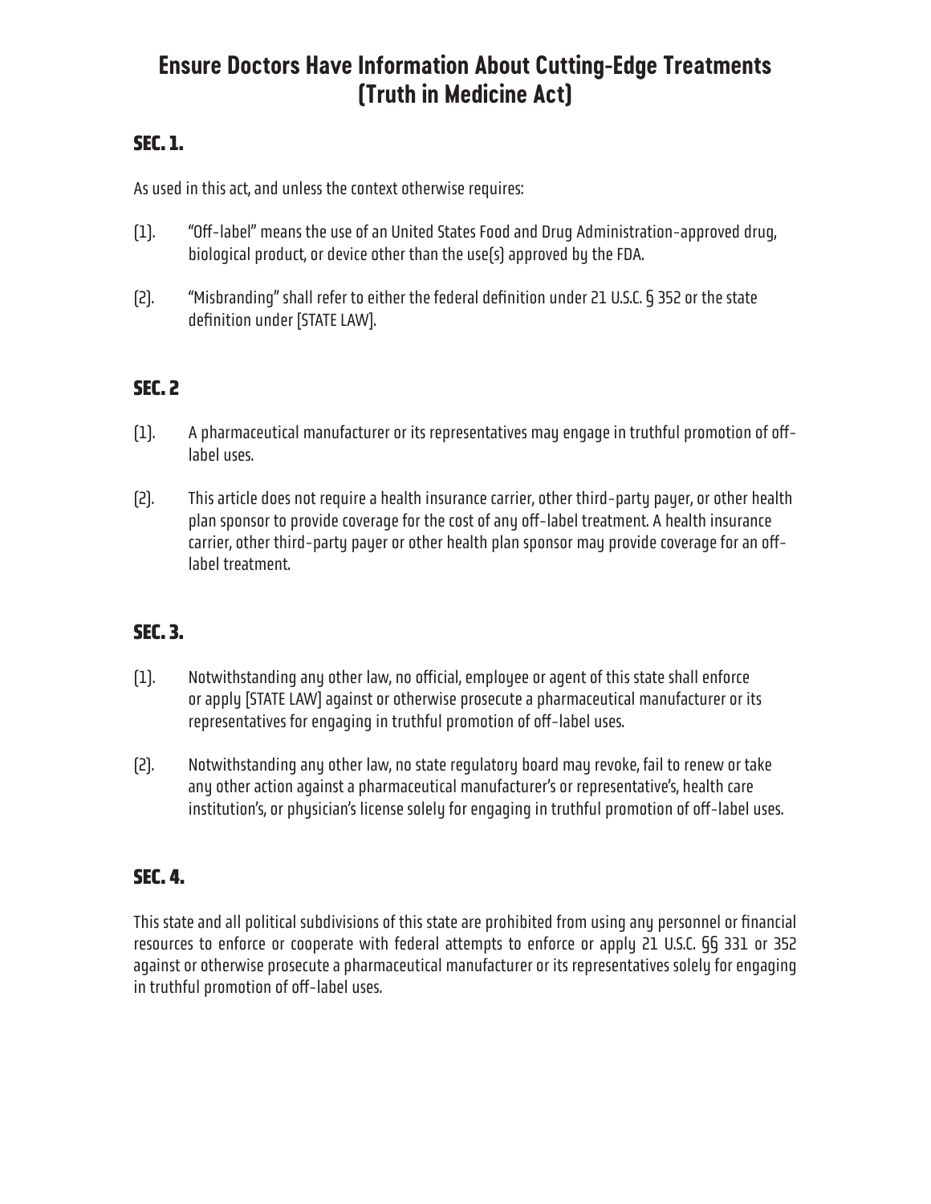# Ensure Doctors Have Information About Cutting-Edge Treatments (Truth in Medicine Act)

## SEC. 1.

As used in this act, and unless the context otherwise requires:

(1). "Off-label" means the use of an United States Food and Drug Administration-approved drug, biological product, or device other than the use(s) approved by the FDA.

(2). "Misbranding" shall refer to either the federal definition under 21 U.S.C. § 352 or the state definition under [STATE LAW].

## SEC. 2

(1). A pharmaceutical manufacturer or its representatives may engage in truthful promotion of off-label uses.

(2). This article does not require a health insurance carrier, other third-party payer, or other health plan sponsor to provide coverage for the cost of any off-label treatment. A health insurance carrier, other third-party payer or other health plan sponsor may provide coverage for an off-label treatment.

## SEC. 3.

(1). Notwithstanding any other law, no official, employee or agent of this state shall enforce or apply [STATE LAW] against or otherwise prosecute a pharmaceutical manufacturer or its representatives for engaging in truthful promotion of off-label uses.

(2). Notwithstanding any other law, no state regulatory board may revoke, fail to renew or take any other action against a pharmaceutical manufacturer's or representative's, health care institution's, or physician's license solely for engaging in truthful promotion of off-label uses.

## SEC. 4.

This state and all political subdivisions of this state are prohibited from using any personnel or financial resources to enforce or cooperate with federal attempts to enforce or apply 21 U.S.C. §§ 331 or 352 against or otherwise prosecute a pharmaceutical manufacturer or its representatives solely for engaging in truthful promotion of off-label uses.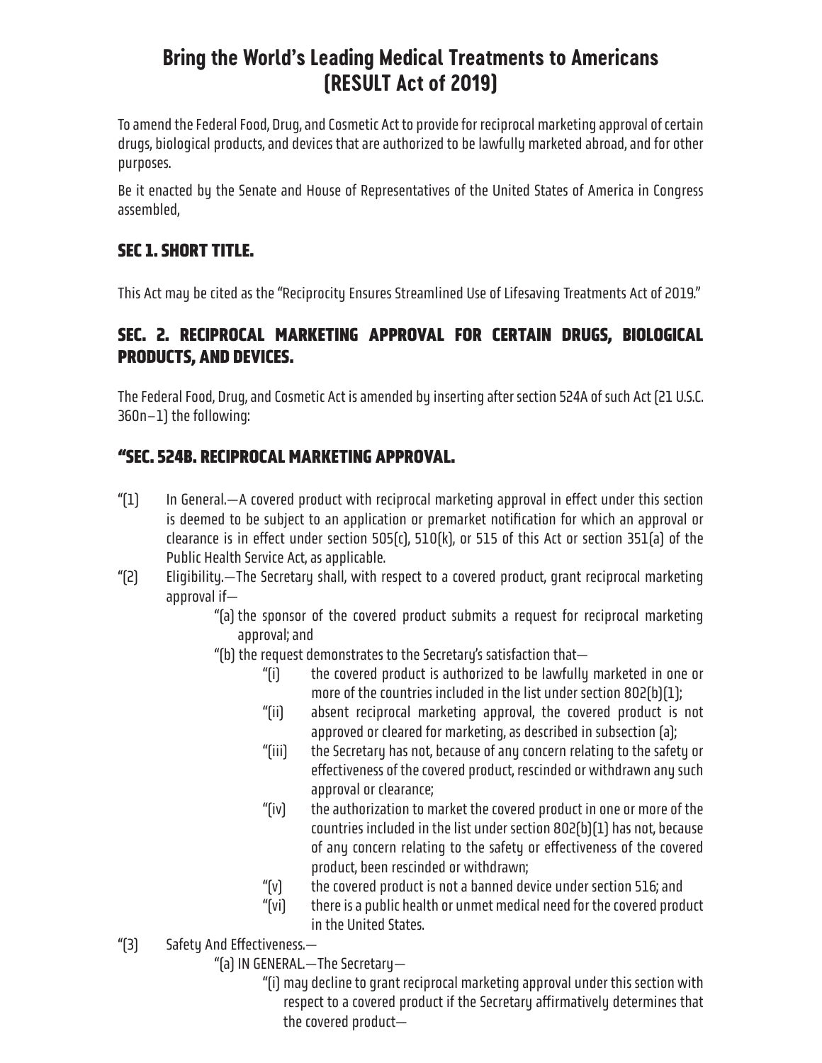# Bring the World's Leading Medical Treatments to Americans (RESULT Act of 2019)

To amend the Federal Food, Drug, and Cosmetic Act to provide for reciprocal marketing approval of certain drugs, biological products, and devices that are authorized to be lawfully marketed abroad, and for other purposes.

Be it enacted by the Senate and House of Representatives of the United States of America in Congress assembled,

## SEC 1. SHORT TITLE.

This Act may be cited as the "Reciprocity Ensures Streamlined Use of Lifesaving Treatments Act of 2019."

## SEC. 2. RECIPROCAL MARKETING APPROVAL FOR CERTAIN DRUGS, BIOLOGICAL PRODUCTS, AND DEVICES.

The Federal Food, Drug, and Cosmetic Act is amended by inserting after section 524A of such Act (21 U.S.C. 360n–1) the following:

## "SEC. 524B. RECIPROCAL MARKETING APPROVAL.

"(1) In General.—A covered product with reciprocal marketing approval in effect under this section is deemed to be subject to an application or premarket notification for which an approval or clearance is in effect under section 505(c), 510(k), or 515 of this Act or section 351(a) of the Public Health Service Act, as applicable.

"(2) Eligibility.—The Secretary shall, with respect to a covered product, grant reciprocal marketing approval if—

- "(a) the sponsor of the covered product submits a request for reciprocal marketing approval; and
- "(b) the request demonstrates to the Secretary's satisfaction that—
  - "(i) the covered product is authorized to be lawfully marketed in one or more of the countries included in the list under section 802(b)(1);
  - "(ii) absent reciprocal marketing approval, the covered product is not approved or cleared for marketing, as described in subsection (a);
  - "(iii) the Secretary has not, because of any concern relating to the safety or effectiveness of the covered product, rescinded or withdrawn any such approval or clearance;
  - "(iv) the authorization to market the covered product in one or more of the countries included in the list under section 802(b)(1) has not, because of any concern relating to the safety or effectiveness of the covered product, been rescinded or withdrawn;
  - "(v) the covered product is not a banned device under section 516; and
  - "(vi) there is a public health or unmet medical need for the covered product in the United States.

"(3) Safety And Effectiveness.—

- "(a) IN GENERAL.—The Secretary—
  - "(i) may decline to grant reciprocal marketing approval under this section with respect to a covered product if the Secretary affirmatively determines that the covered product—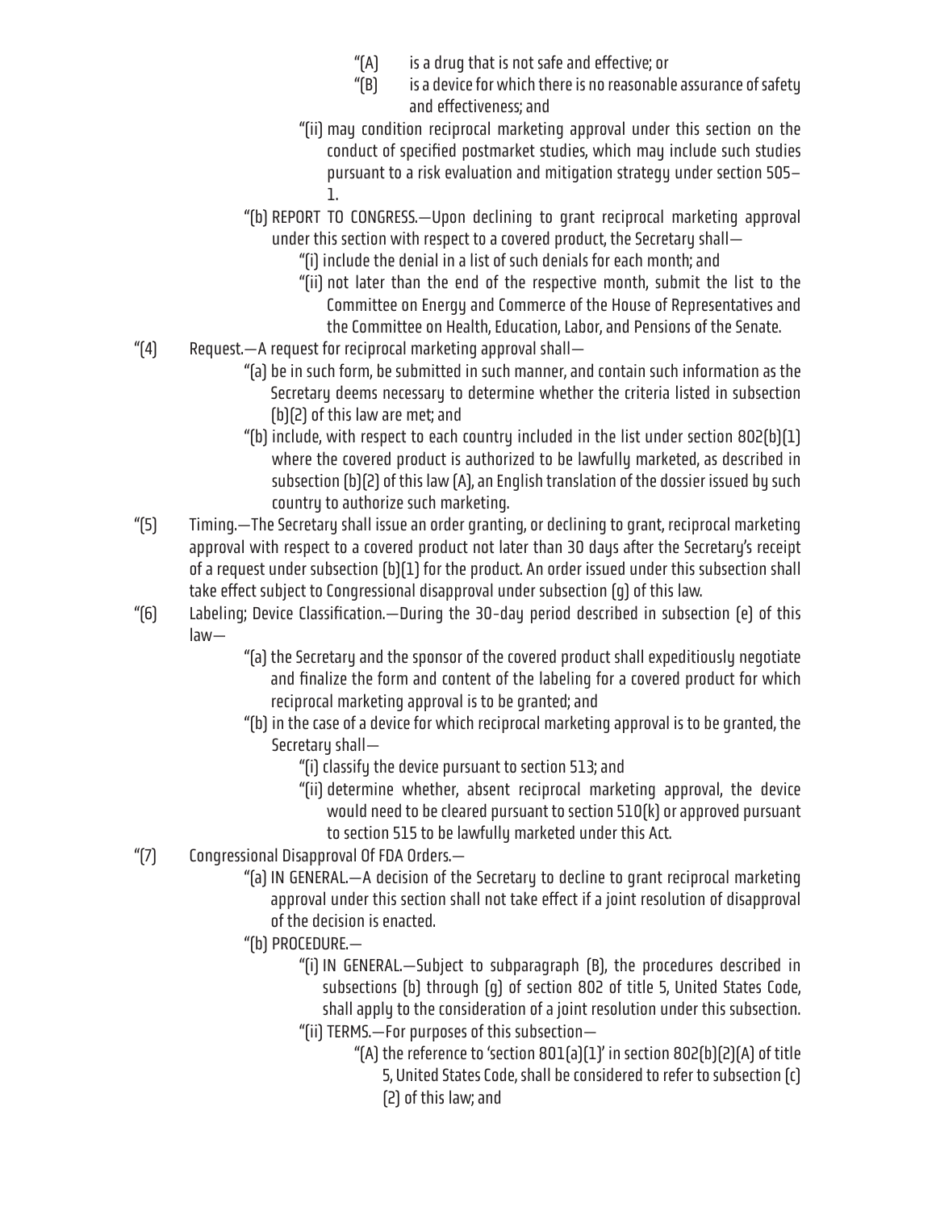"(A) is a drug that is not safe and effective; or

"(B) is a device for which there is no reasonable assurance of safety and effectiveness; and

"(ii) may condition reciprocal marketing approval under this section on the conduct of specified postmarket studies, which may include such studies pursuant to a risk evaluation and mitigation strategy under section 505–1.

"(b) REPORT TO CONGRESS.—Upon declining to grant reciprocal marketing approval under this section with respect to a covered product, the Secretary shall—

"(i) include the denial in a list of such denials for each month; and

"(ii) not later than the end of the respective month, submit the list to the Committee on Energy and Commerce of the House of Representatives and the Committee on Health, Education, Labor, and Pensions of the Senate.

"(4) Request.—A request for reciprocal marketing approval shall—

"(a) be in such form, be submitted in such manner, and contain such information as the Secretary deems necessary to determine whether the criteria listed in subsection (b)(2) of this law are met; and

"(b) include, with respect to each country included in the list under section 802(b)(1) where the covered product is authorized to be lawfully marketed, as described in subsection (b)(2) of this law (A), an English translation of the dossier issued by such country to authorize such marketing.

"(5) Timing.—The Secretary shall issue an order granting, or declining to grant, reciprocal marketing approval with respect to a covered product not later than 30 days after the Secretary's receipt of a request under subsection (b)(1) for the product. An order issued under this subsection shall take effect subject to Congressional disapproval under subsection (g) of this law.

"(6) Labeling; Device Classification.—During the 30-day period described in subsection (e) of this law—

"(a) the Secretary and the sponsor of the covered product shall expeditiously negotiate and finalize the form and content of the labeling for a covered product for which reciprocal marketing approval is to be granted; and

"(b) in the case of a device for which reciprocal marketing approval is to be granted, the Secretary shall—

"(i) classify the device pursuant to section 513; and

"(ii) determine whether, absent reciprocal marketing approval, the device would need to be cleared pursuant to section 510(k) or approved pursuant to section 515 to be lawfully marketed under this Act.

"(7) Congressional Disapproval Of FDA Orders.—

"(a) IN GENERAL.—A decision of the Secretary to decline to grant reciprocal marketing approval under this section shall not take effect if a joint resolution of disapproval of the decision is enacted.

"(b) PROCEDURE.—

"(i) IN GENERAL.—Subject to subparagraph (B), the procedures described in subsections (b) through (g) of section 802 of title 5, United States Code, shall apply to the consideration of a joint resolution under this subsection.

"(ii) TERMS.—For purposes of this subsection—

"(A) the reference to 'section 801(a)(1)' in section 802(b)(2)(A) of title 5, United States Code, shall be considered to refer to subsection (c)(2) of this law; and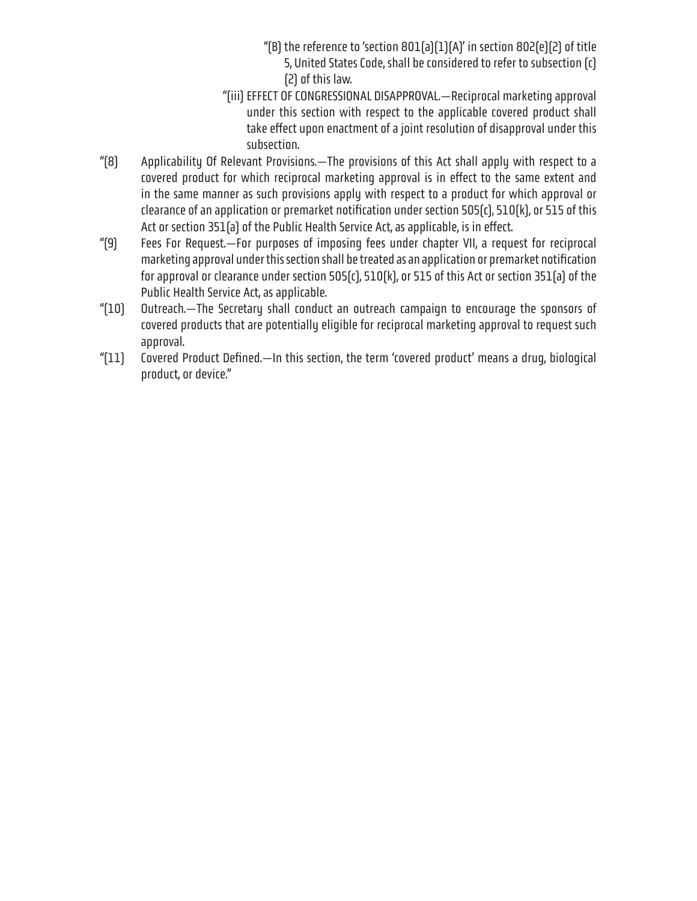"(B) the reference to 'section 801(a)(1)(A)' in section 802(e)(2) of title 5, United States Code, shall be considered to refer to subsection (c)(2) of this law.

"(iii) EFFECT OF CONGRESSIONAL DISAPPROVAL.—Reciprocal marketing approval under this section with respect to the applicable covered product shall take effect upon enactment of a joint resolution of disapproval under this subsection.

"(8) Applicability Of Relevant Provisions.—The provisions of this Act shall apply with respect to a covered product for which reciprocal marketing approval is in effect to the same extent and in the same manner as such provisions apply with respect to a product for which approval or clearance of an application or premarket notification under section 505(c), 510(k), or 515 of this Act or section 351(a) of the Public Health Service Act, as applicable, is in effect.

"(9) Fees For Request.—For purposes of imposing fees under chapter VII, a request for reciprocal marketing approval under this section shall be treated as an application or premarket notification for approval or clearance under section 505(c), 510(k), or 515 of this Act or section 351(a) of the Public Health Service Act, as applicable.

"(10) Outreach.—The Secretary shall conduct an outreach campaign to encourage the sponsors of covered products that are potentially eligible for reciprocal marketing approval to request such approval.

"(11) Covered Product Defined.—In this section, the term 'covered product' means a drug, biological product, or device."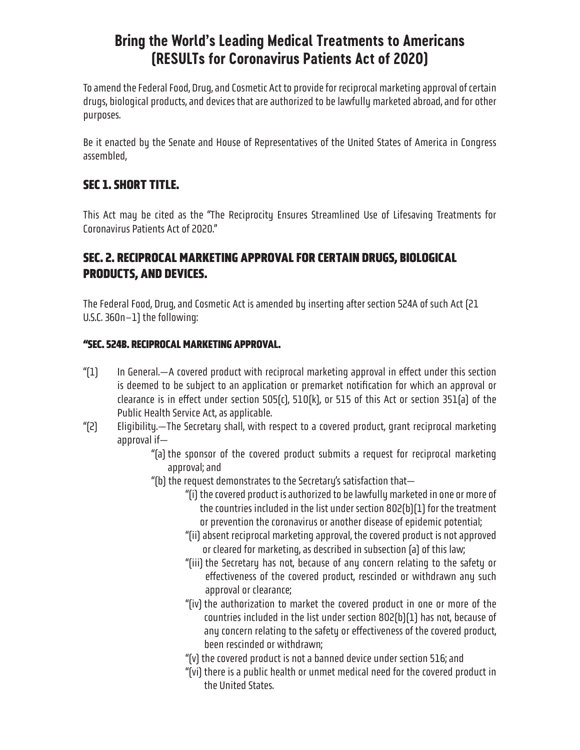# Bring the World's Leading Medical Treatments to Americans (RESULTs for Coronavirus Patients Act of 2020)

To amend the Federal Food, Drug, and Cosmetic Act to provide for reciprocal marketing approval of certain drugs, biological products, and devices that are authorized to be lawfully marketed abroad, and for other purposes.

Be it enacted by the Senate and House of Representatives of the United States of America in Congress assembled,

## SEC 1. SHORT TITLE.

This Act may be cited as the "The Reciprocity Ensures Streamlined Use of Lifesaving Treatments for Coronavirus Patients Act of 2020."

## SEC. 2. RECIPROCAL MARKETING APPROVAL FOR CERTAIN DRUGS, BIOLOGICAL PRODUCTS, AND DEVICES.

The Federal Food, Drug, and Cosmetic Act is amended by inserting after section 524A of such Act (21 U.S.C. 360n–1) the following:

### "SEC. 524B. RECIPROCAL MARKETING APPROVAL.

"(1) In General.—A covered product with reciprocal marketing approval in effect under this section is deemed to be subject to an application or premarket notification for which an approval or clearance is in effect under section 505(c), 510(k), or 515 of this Act or section 351(a) of the Public Health Service Act, as applicable.

"(2) Eligibility.—The Secretary shall, with respect to a covered product, grant reciprocal marketing approval if—

- "(a) the sponsor of the covered product submits a request for reciprocal marketing approval; and
- "(b) the request demonstrates to the Secretary's satisfaction that—
  - "(i) the covered product is authorized to be lawfully marketed in one or more of the countries included in the list under section 802(b)(1) for the treatment or prevention the coronavirus or another disease of epidemic potential;
  - "(ii) absent reciprocal marketing approval, the covered product is not approved or cleared for marketing, as described in subsection (a) of this law;
  - "(iii) the Secretary has not, because of any concern relating to the safety or effectiveness of the covered product, rescinded or withdrawn any such approval or clearance;
  - "(iv) the authorization to market the covered product in one or more of the countries included in the list under section 802(b)(1) has not, because of any concern relating to the safety or effectiveness of the covered product, been rescinded or withdrawn;
  - "(v) the covered product is not a banned device under section 516; and
  - "(vi) there is a public health or unmet medical need for the covered product in the United States.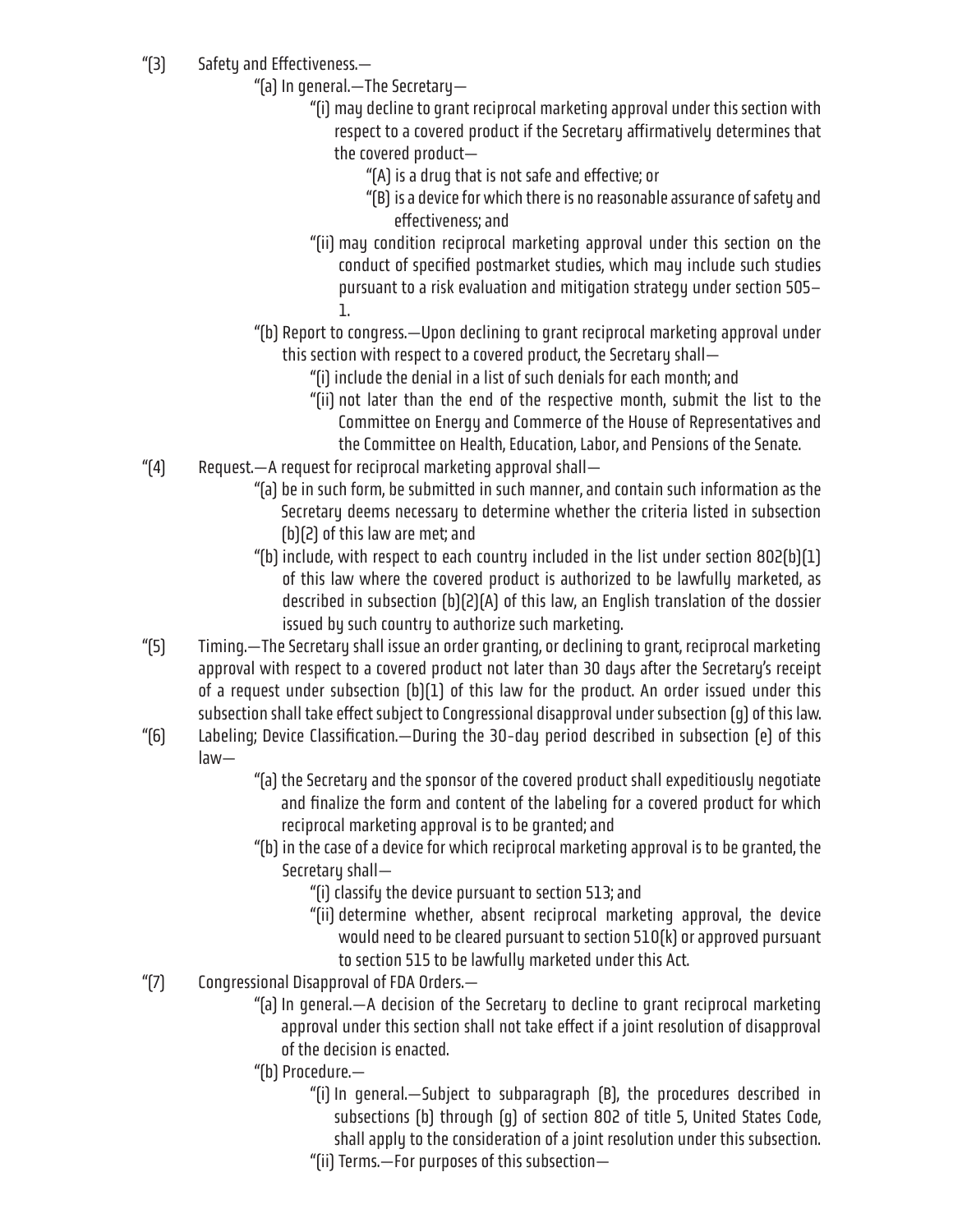"(3) Safety and Effectiveness.—

"(a) In general.—The Secretary—

"(i) may decline to grant reciprocal marketing approval under this section with respect to a covered product if the Secretary affirmatively determines that the covered product—

"(A) is a drug that is not safe and effective; or

"(B) is a device for which there is no reasonable assurance of safety and effectiveness; and

"(ii) may condition reciprocal marketing approval under this section on the conduct of specified postmarket studies, which may include such studies pursuant to a risk evaluation and mitigation strategy under section 505–1.

"(b) Report to congress.—Upon declining to grant reciprocal marketing approval under this section with respect to a covered product, the Secretary shall—

"(i) include the denial in a list of such denials for each month; and

"(ii) not later than the end of the respective month, submit the list to the Committee on Energy and Commerce of the House of Representatives and the Committee on Health, Education, Labor, and Pensions of the Senate.

"(4) Request.—A request for reciprocal marketing approval shall—

"(a) be in such form, be submitted in such manner, and contain such information as the Secretary deems necessary to determine whether the criteria listed in subsection (b)(2) of this law are met; and

"(b) include, with respect to each country included in the list under section 802(b)(1) of this law where the covered product is authorized to be lawfully marketed, as described in subsection (b)(2)(A) of this law, an English translation of the dossier issued by such country to authorize such marketing.

"(5) Timing.—The Secretary shall issue an order granting, or declining to grant, reciprocal marketing approval with respect to a covered product not later than 30 days after the Secretary's receipt of a request under subsection (b)(1) of this law for the product. An order issued under this subsection shall take effect subject to Congressional disapproval under subsection (g) of this law.

"(6) Labeling; Device Classification.—During the 30-day period described in subsection (e) of this law—

"(a) the Secretary and the sponsor of the covered product shall expeditiously negotiate and finalize the form and content of the labeling for a covered product for which reciprocal marketing approval is to be granted; and

"(b) in the case of a device for which reciprocal marketing approval is to be granted, the Secretary shall—

"(i) classify the device pursuant to section 513; and

"(ii) determine whether, absent reciprocal marketing approval, the device would need to be cleared pursuant to section 510(k) or approved pursuant to section 515 to be lawfully marketed under this Act.

"(7) Congressional Disapproval of FDA Orders.—

"(a) In general.—A decision of the Secretary to decline to grant reciprocal marketing approval under this section shall not take effect if a joint resolution of disapproval of the decision is enacted.

"(b) Procedure.—

"(i) In general.—Subject to subparagraph (B), the procedures described in subsections (b) through (g) of section 802 of title 5, United States Code, shall apply to the consideration of a joint resolution under this subsection.

"(ii) Terms.—For purposes of this subsection—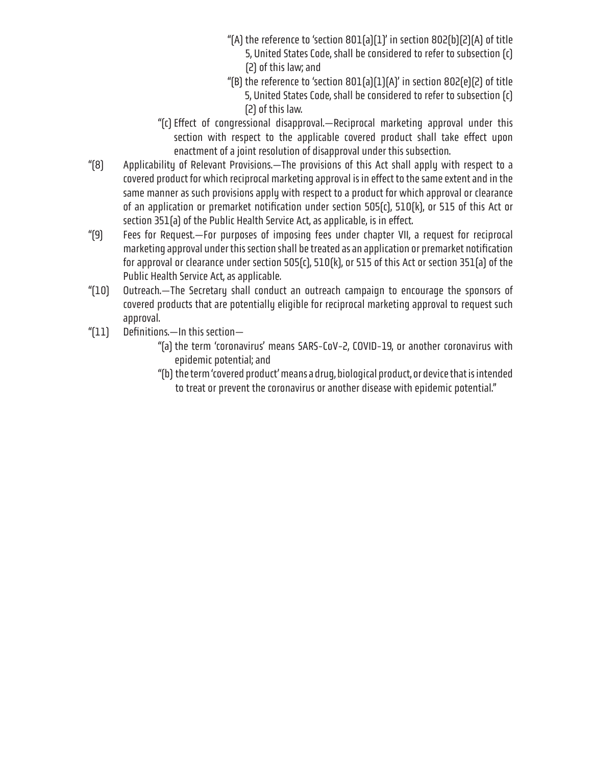"(A) the reference to 'section 801(a)(1)' in section 802(b)(2)(A) of title 5, United States Code, shall be considered to refer to subsection (c)(2) of this law; and

"(B) the reference to 'section 801(a)(1)(A)' in section 802(e)(2) of title 5, United States Code, shall be considered to refer to subsection (c)(2) of this law.

"(c) Effect of congressional disapproval.—Reciprocal marketing approval under this section with respect to the applicable covered product shall take effect upon enactment of a joint resolution of disapproval under this subsection.

"(8) Applicability of Relevant Provisions.—The provisions of this Act shall apply with respect to a covered product for which reciprocal marketing approval is in effect to the same extent and in the same manner as such provisions apply with respect to a product for which approval or clearance of an application or premarket notification under section 505(c), 510(k), or 515 of this Act or section 351(a) of the Public Health Service Act, as applicable, is in effect.

"(9) Fees for Request.—For purposes of imposing fees under chapter VII, a request for reciprocal marketing approval under this section shall be treated as an application or premarket notification for approval or clearance under section 505(c), 510(k), or 515 of this Act or section 351(a) of the Public Health Service Act, as applicable.

"(10) Outreach.—The Secretary shall conduct an outreach campaign to encourage the sponsors of covered products that are potentially eligible for reciprocal marketing approval to request such approval.

"(11) Definitions.—In this section—

"(a) the term 'coronavirus' means SARS-CoV-2, COVID-19, or another coronavirus with epidemic potential; and

"(b) the term 'covered product' means a drug, biological product, or device that is intended to treat or prevent the coronavirus or another disease with epidemic potential."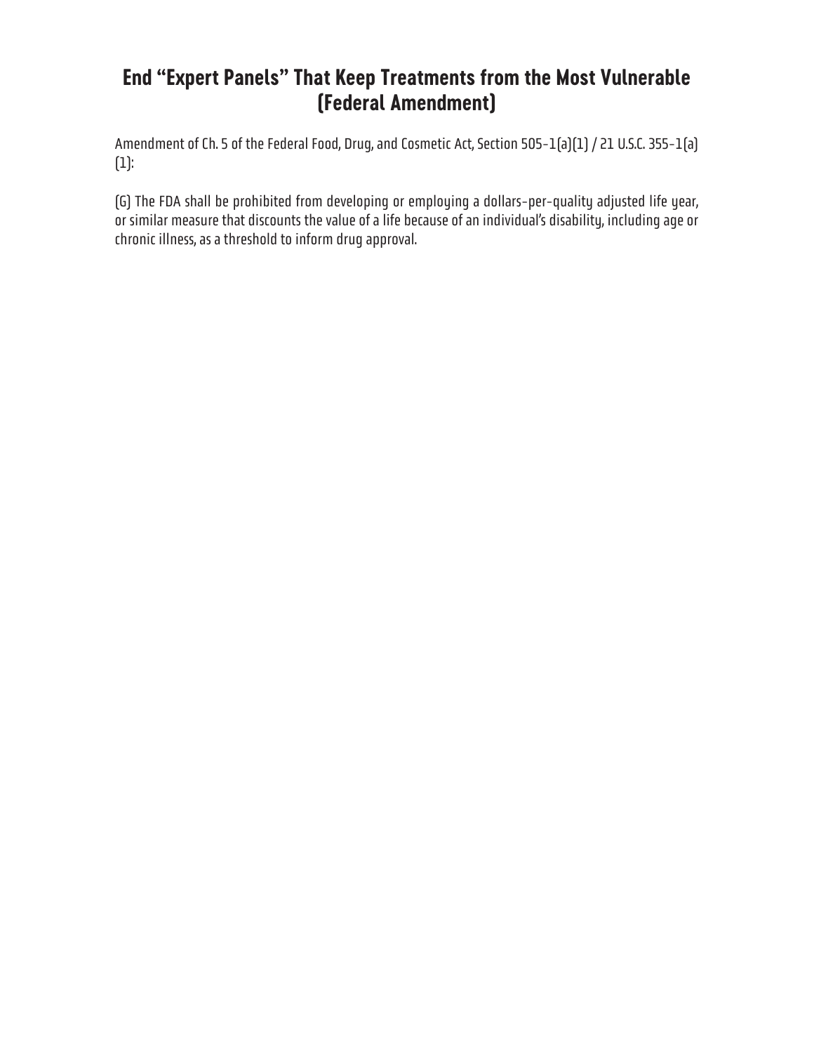# End "Expert Panels" That Keep Treatments from the Most Vulnerable (Federal Amendment)

Amendment of Ch. 5 of the Federal Food, Drug, and Cosmetic Act, Section 505-1(a)(1) / 21 U.S.C. 355-1(a)(1):

(G) The FDA shall be prohibited from developing or employing a dollars-per-quality adjusted life year, or similar measure that discounts the value of a life because of an individual's disability, including age or chronic illness, as a threshold to inform drug approval.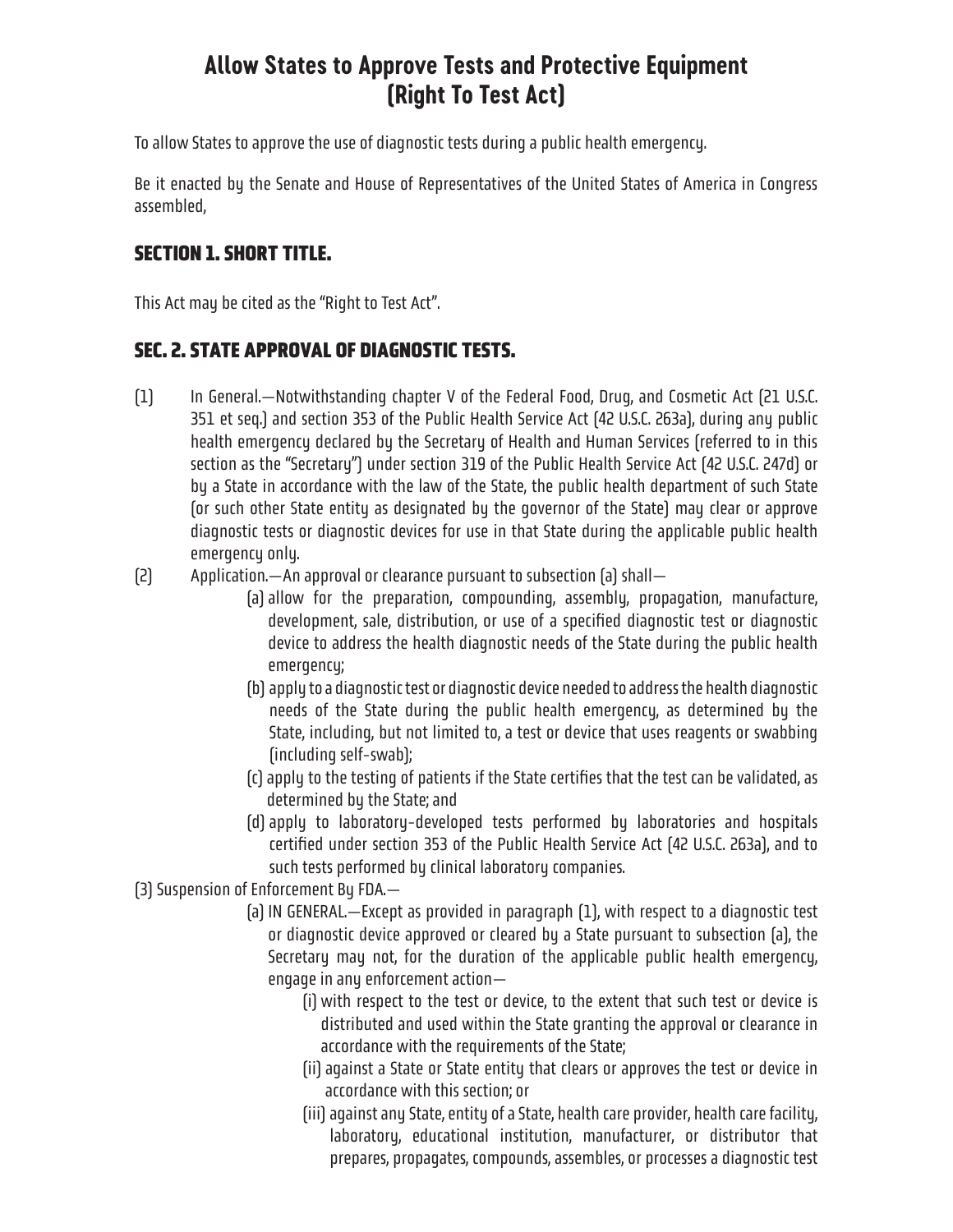# Allow States to Approve Tests and Protective Equipment (Right To Test Act)

To allow States to approve the use of diagnostic tests during a public health emergency.

Be it enacted by the Senate and House of Representatives of the United States of America in Congress assembled,

## SECTION 1. SHORT TITLE.

This Act may be cited as the "Right to Test Act".

## SEC. 2. STATE APPROVAL OF DIAGNOSTIC TESTS.

(1) In General.—Notwithstanding chapter V of the Federal Food, Drug, and Cosmetic Act (21 U.S.C. 351 et seq.) and section 353 of the Public Health Service Act (42 U.S.C. 263a), during any public health emergency declared by the Secretary of Health and Human Services (referred to in this section as the "Secretary") under section 319 of the Public Health Service Act (42 U.S.C. 247d) or by a State in accordance with the law of the State, the public health department of such State (or such other State entity as designated by the governor of the State) may clear or approve diagnostic tests or diagnostic devices for use in that State during the applicable public health emergency only.

(2) Application.—An approval or clearance pursuant to subsection (a) shall—

- (a) allow for the preparation, compounding, assembly, propagation, manufacture, development, sale, distribution, or use of a specified diagnostic test or diagnostic device to address the health diagnostic needs of the State during the public health emergency;
- (b) apply to a diagnostic test or diagnostic device needed to address the health diagnostic needs of the State during the public health emergency, as determined by the State, including, but not limited to, a test or device that uses reagents or swabbing (including self-swab);
- (c) apply to the testing of patients if the State certifies that the test can be validated, as determined by the State; and
- (d) apply to laboratory-developed tests performed by laboratories and hospitals certified under section 353 of the Public Health Service Act (42 U.S.C. 263a), and to such tests performed by clinical laboratory companies.

(3) Suspension of Enforcement By FDA.—

- (a) IN GENERAL.—Except as provided in paragraph (1), with respect to a diagnostic test or diagnostic device approved or cleared by a State pursuant to subsection (a), the Secretary may not, for the duration of the applicable public health emergency, engage in any enforcement action—
  - (i) with respect to the test or device, to the extent that such test or device is distributed and used within the State granting the approval or clearance in accordance with the requirements of the State;
  - (ii) against a State or State entity that clears or approves the test or device in accordance with this section; or
  - (iii) against any State, entity of a State, health care provider, health care facility, laboratory, educational institution, manufacturer, or distributor that prepares, propagates, compounds, assembles, or processes a diagnostic test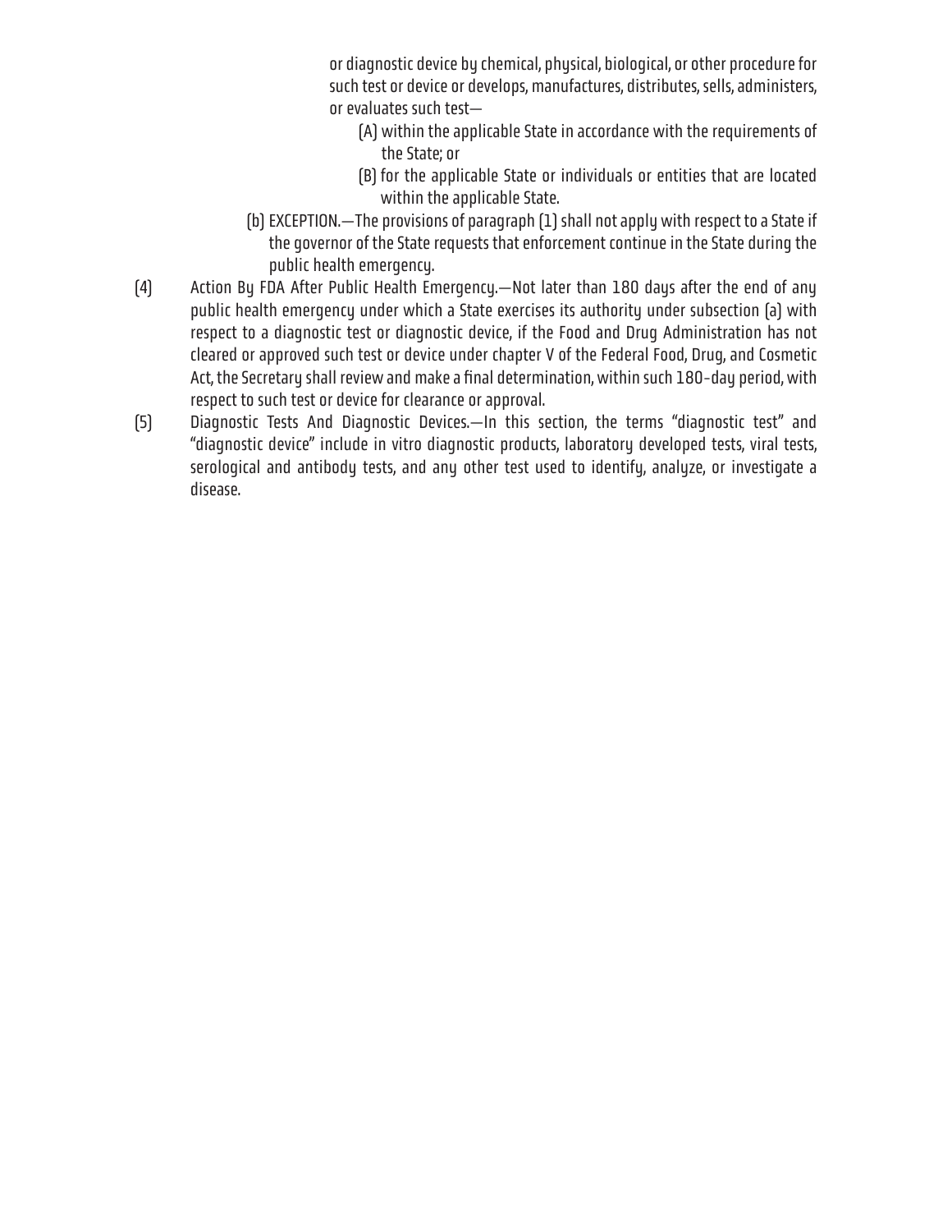or diagnostic device by chemical, physical, biological, or other procedure for such test or device or develops, manufactures, distributes, sells, administers, or evaluates such test—

(A) within the applicable State in accordance with the requirements of the State; or

(B) for the applicable State or individuals or entities that are located within the applicable State.

(b) EXCEPTION.—The provisions of paragraph (1) shall not apply with respect to a State if the governor of the State requests that enforcement continue in the State during the public health emergency.

(4) Action By FDA After Public Health Emergency.—Not later than 180 days after the end of any public health emergency under which a State exercises its authority under subsection (a) with respect to a diagnostic test or diagnostic device, if the Food and Drug Administration has not cleared or approved such test or device under chapter V of the Federal Food, Drug, and Cosmetic Act, the Secretary shall review and make a final determination, within such 180-day period, with respect to such test or device for clearance or approval.

(5) Diagnostic Tests And Diagnostic Devices.—In this section, the terms “diagnostic test” and “diagnostic device” include in vitro diagnostic products, laboratory developed tests, viral tests, serological and antibody tests, and any other test used to identify, analyze, or investigate a disease.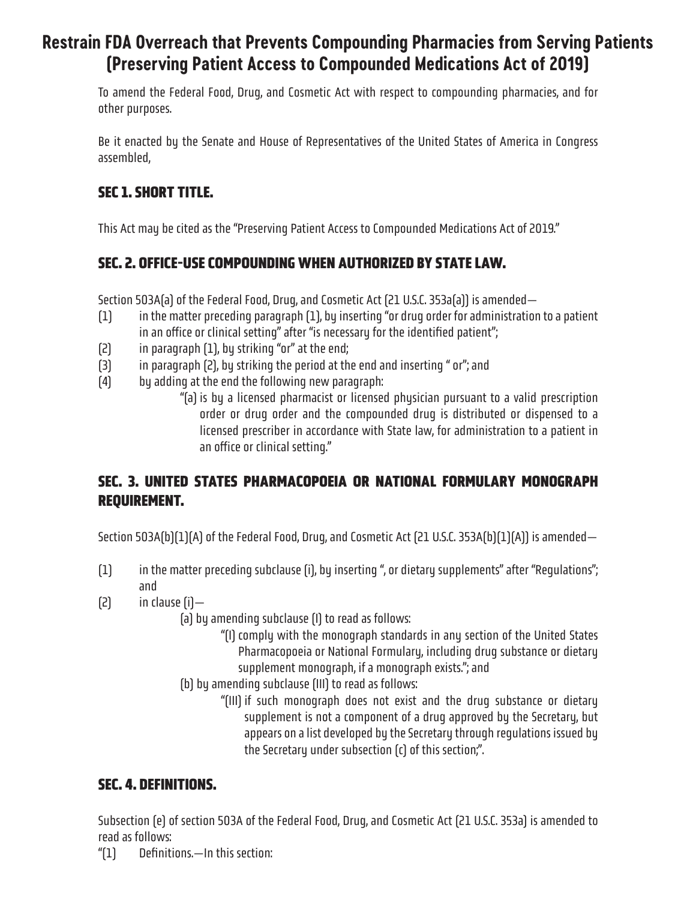# Restrain FDA Overreach that Prevents Compounding Pharmacies from Serving Patients (Preserving Patient Access to Compounded Medications Act of 2019)

To amend the Federal Food, Drug, and Cosmetic Act with respect to compounding pharmacies, and for other purposes.

Be it enacted by the Senate and House of Representatives of the United States of America in Congress assembled,

## SEC 1. SHORT TITLE.

This Act may be cited as the "Preserving Patient Access to Compounded Medications Act of 2019."

## SEC. 2. OFFICE-USE COMPOUNDING WHEN AUTHORIZED BY STATE LAW.

Section 503A(a) of the Federal Food, Drug, and Cosmetic Act (21 U.S.C. 353a(a)) is amended—

(1) in the matter preceding paragraph (1), by inserting "or drug order for administration to a patient in an office or clinical setting" after "is necessary for the identified patient";

(2) in paragraph (1), by striking "or" at the end;

(3) in paragraph (2), by striking the period at the end and inserting " or"; and

(4) by adding at the end the following new paragraph:

> "(a) is by a licensed pharmacist or licensed physician pursuant to a valid prescription order or drug order and the compounded drug is distributed or dispensed to a licensed prescriber in accordance with State law, for administration to a patient in an office or clinical setting."

## SEC. 3. UNITED STATES PHARMACOPOEIA OR NATIONAL FORMULARY MONOGRAPH REQUIREMENT.

Section 503A(b)(1)(A) of the Federal Food, Drug, and Cosmetic Act (21 U.S.C. 353A(b)(1)(A)) is amended—

(1) in the matter preceding subclause (i), by inserting ", or dietary supplements" after "Regulations"; and

(2) in clause (i)—

> (a) by amending subclause (I) to read as follows:
>
> > "(I) comply with the monograph standards in any section of the United States Pharmacopoeia or National Formulary, including drug substance or dietary supplement monograph, if a monograph exists."; and
>
> (b) by amending subclause (III) to read as follows:
>
> > "(III) if such monograph does not exist and the drug substance or dietary supplement is not a component of a drug approved by the Secretary, but appears on a list developed by the Secretary through regulations issued by the Secretary under subsection (c) of this section;".

## SEC. 4. DEFINITIONS.

Subsection (e) of section 503A of the Federal Food, Drug, and Cosmetic Act (21 U.S.C. 353a) is amended to read as follows:

"(1) Definitions.—In this section: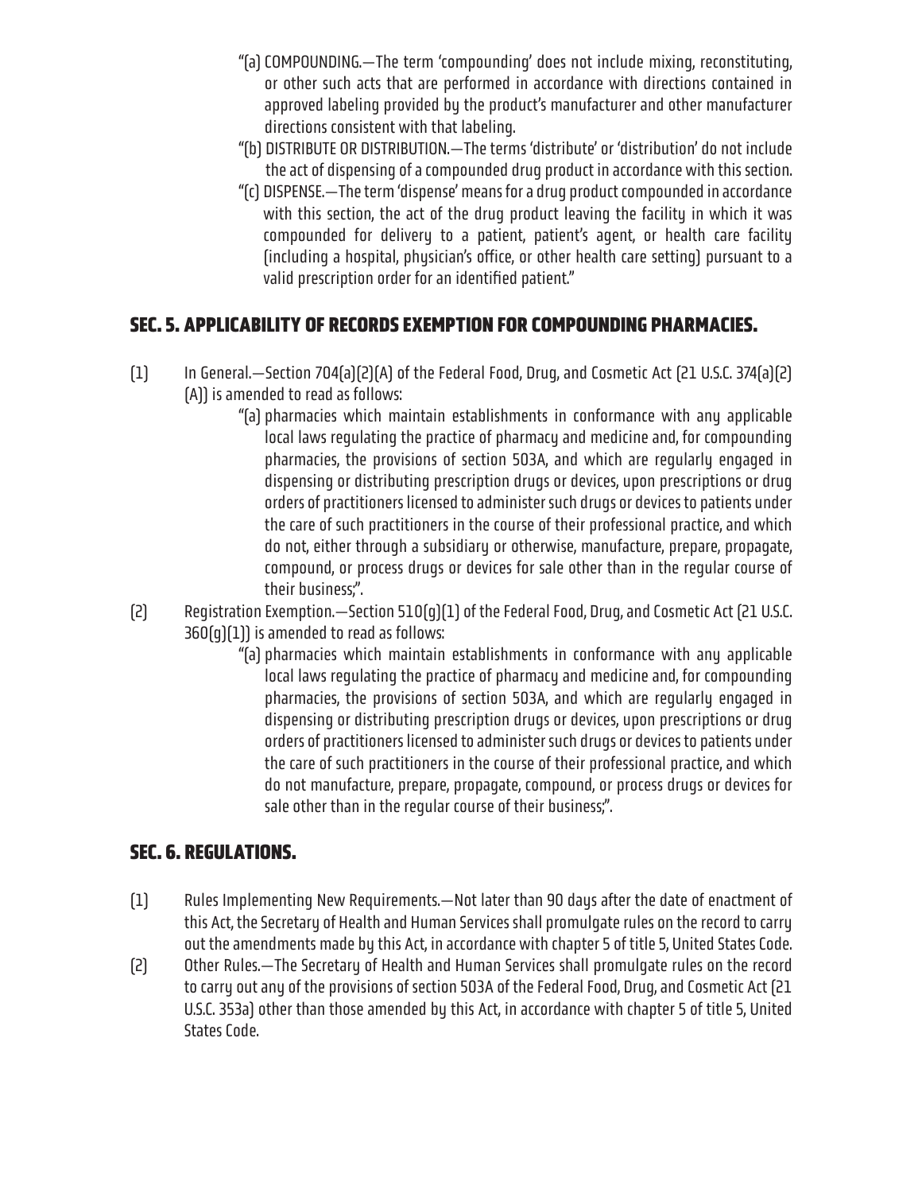"(a) COMPOUNDING.—The term 'compounding' does not include mixing, reconstituting, or other such acts that are performed in accordance with directions contained in approved labeling provided by the product's manufacturer and other manufacturer directions consistent with that labeling.

"(b) DISTRIBUTE OR DISTRIBUTION.—The terms 'distribute' or 'distribution' do not include the act of dispensing of a compounded drug product in accordance with this section.

"(c) DISPENSE.—The term 'dispense' means for a drug product compounded in accordance with this section, the act of the drug product leaving the facility in which it was compounded for delivery to a patient, patient's agent, or health care facility (including a hospital, physician's office, or other health care setting) pursuant to a valid prescription order for an identified patient."

## SEC. 5. APPLICABILITY OF RECORDS EXEMPTION FOR COMPOUNDING PHARMACIES.

(1) In General.—Section 704(a)(2)(A) of the Federal Food, Drug, and Cosmetic Act (21 U.S.C. 374(a)(2)(A)) is amended to read as follows:

"(a) pharmacies which maintain establishments in conformance with any applicable local laws regulating the practice of pharmacy and medicine and, for compounding pharmacies, the provisions of section 503A, and which are regularly engaged in dispensing or distributing prescription drugs or devices, upon prescriptions or drug orders of practitioners licensed to administer such drugs or devices to patients under the care of such practitioners in the course of their professional practice, and which do not, either through a subsidiary or otherwise, manufacture, prepare, propagate, compound, or process drugs or devices for sale other than in the regular course of their business;".

(2) Registration Exemption.—Section 510(g)(1) of the Federal Food, Drug, and Cosmetic Act (21 U.S.C. 360(g)(1)) is amended to read as follows:

"(a) pharmacies which maintain establishments in conformance with any applicable local laws regulating the practice of pharmacy and medicine and, for compounding pharmacies, the provisions of section 503A, and which are regularly engaged in dispensing or distributing prescription drugs or devices, upon prescriptions or drug orders of practitioners licensed to administer such drugs or devices to patients under the care of such practitioners in the course of their professional practice, and which do not manufacture, prepare, propagate, compound, or process drugs or devices for sale other than in the regular course of their business;".

## SEC. 6. REGULATIONS.

(1) Rules Implementing New Requirements.—Not later than 90 days after the date of enactment of this Act, the Secretary of Health and Human Services shall promulgate rules on the record to carry out the amendments made by this Act, in accordance with chapter 5 of title 5, United States Code.

(2) Other Rules.—The Secretary of Health and Human Services shall promulgate rules on the record to carry out any of the provisions of section 503A of the Federal Food, Drug, and Cosmetic Act (21 U.S.C. 353a) other than those amended by this Act, in accordance with chapter 5 of title 5, United States Code.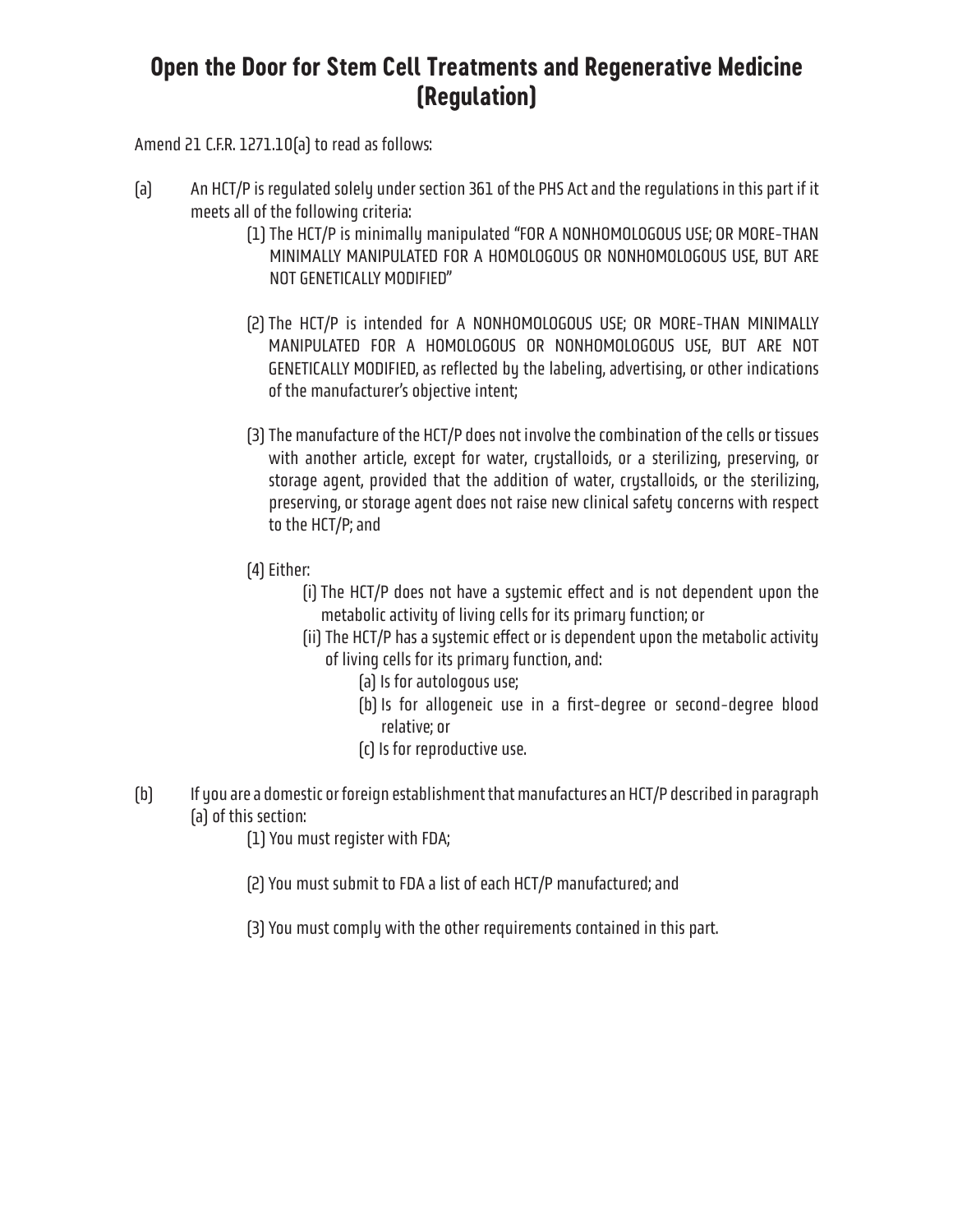# Open the Door for Stem Cell Treatments and Regenerative Medicine (Regulation)

Amend 21 C.F.R. 1271.10(a) to read as follows:

(a) An HCT/P is regulated solely under section 361 of the PHS Act and the regulations in this part if it meets all of the following criteria:

(1) The HCT/P is minimally manipulated "FOR A NONHOMOLOGOUS USE; OR MORE-THAN MINIMALLY MANIPULATED FOR A HOMOLOGOUS OR NONHOMOLOGOUS USE, BUT ARE NOT GENETICALLY MODIFIED"

(2) The HCT/P is intended for A NONHOMOLOGOUS USE; OR MORE-THAN MINIMALLY MANIPULATED FOR A HOMOLOGOUS OR NONHOMOLOGOUS USE, BUT ARE NOT GENETICALLY MODIFIED, as reflected by the labeling, advertising, or other indications of the manufacturer's objective intent;

(3) The manufacture of the HCT/P does not involve the combination of the cells or tissues with another article, except for water, crystalloids, or a sterilizing, preserving, or storage agent, provided that the addition of water, crystalloids, or the sterilizing, preserving, or storage agent does not raise new clinical safety concerns with respect to the HCT/P; and

(4) Either:

(i) The HCT/P does not have a systemic effect and is not dependent upon the metabolic activity of living cells for its primary function; or

(ii) The HCT/P has a systemic effect or is dependent upon the metabolic activity of living cells for its primary function, and:

(a) Is for autologous use;

(b) Is for allogeneic use in a first-degree or second-degree blood relative; or

(c) Is for reproductive use.

(b) If you are a domestic or foreign establishment that manufactures an HCT/P described in paragraph (a) of this section:

(1) You must register with FDA;

(2) You must submit to FDA a list of each HCT/P manufactured; and

(3) You must comply with the other requirements contained in this part.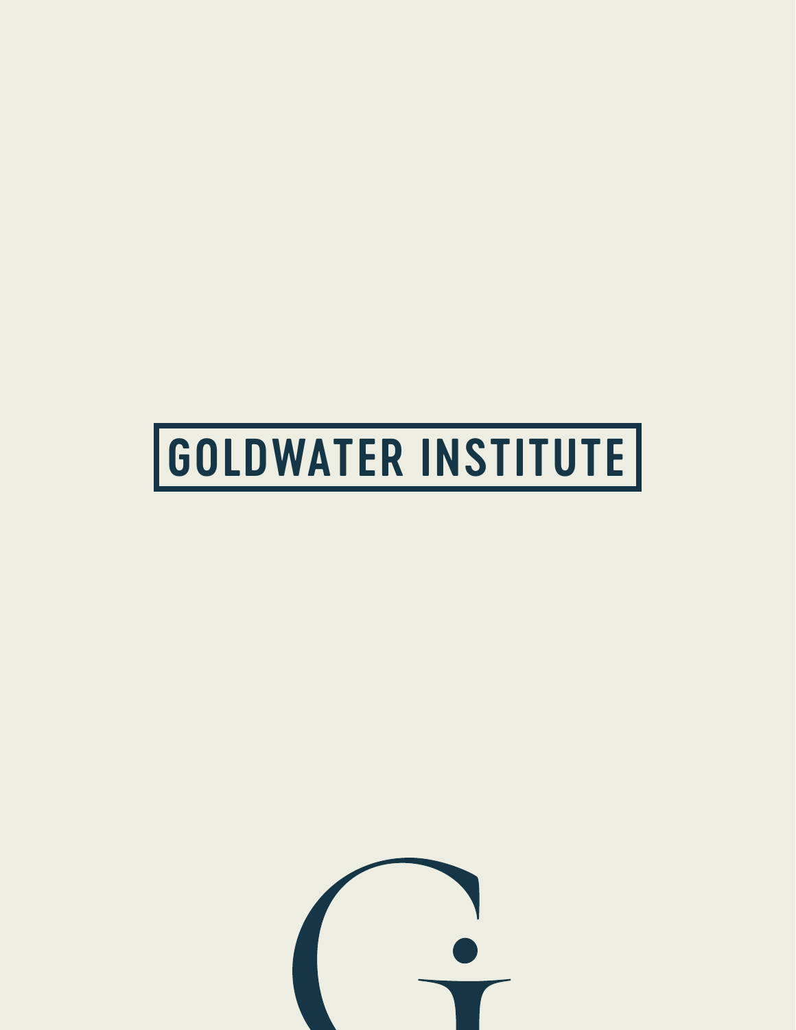GOLDWATER INSTITUTE